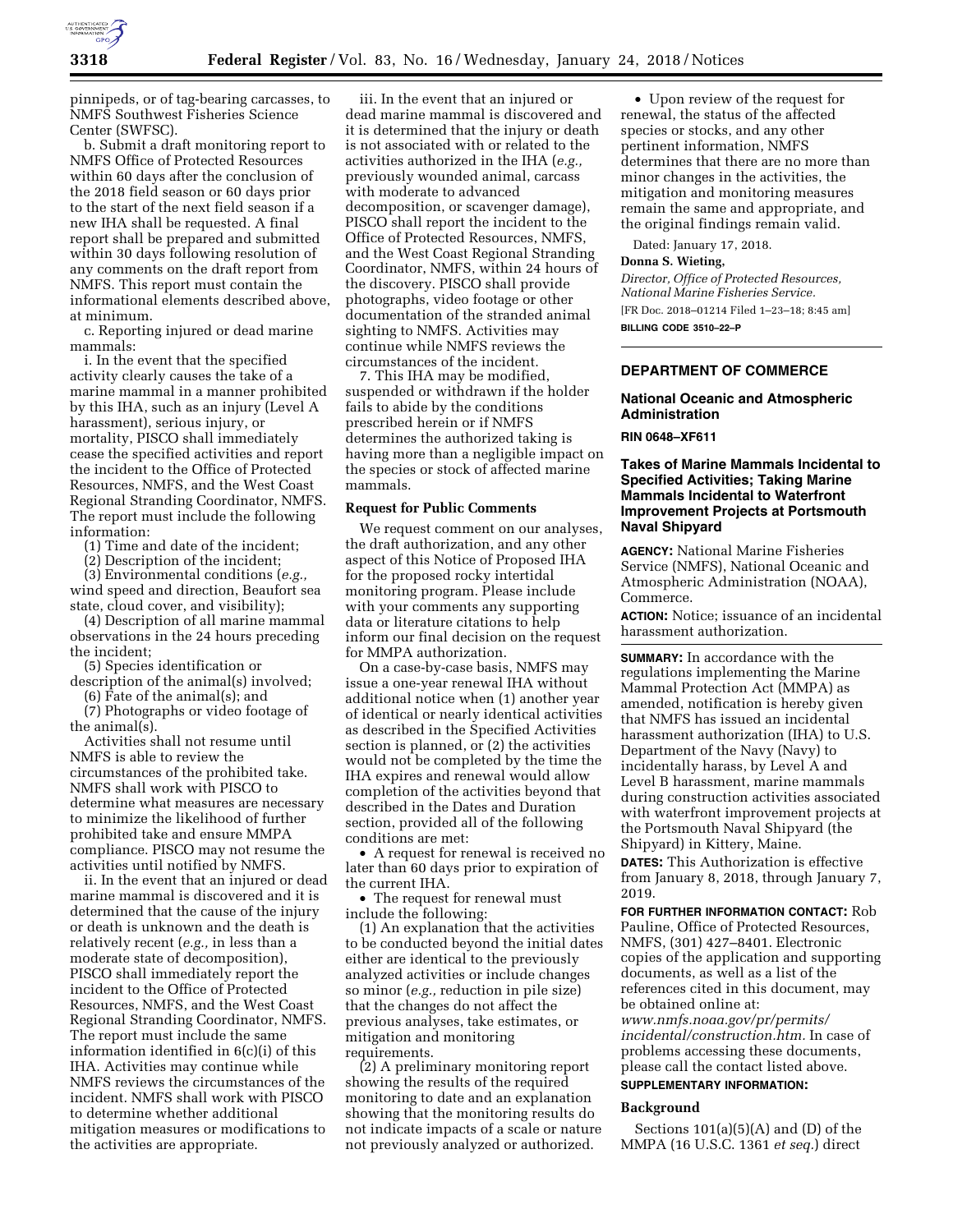pinnipeds, or of tag-bearing carcasses, to NMFS Southwest Fisheries Science Center (SWFSC).

b. Submit a draft monitoring report to NMFS Office of Protected Resources within 60 days after the conclusion of the 2018 field season or 60 days prior to the start of the next field season if a new IHA shall be requested. A final report shall be prepared and submitted within 30 days following resolution of any comments on the draft report from NMFS. This report must contain the informational elements described above, at minimum.

c. Reporting injured or dead marine mammals:

i. In the event that the specified activity clearly causes the take of a marine mammal in a manner prohibited by this IHA, such as an injury (Level A harassment), serious injury, or mortality, PISCO shall immediately cease the specified activities and report the incident to the Office of Protected Resources, NMFS, and the West Coast Regional Stranding Coordinator, NMFS. The report must include the following information:

(1) Time and date of the incident;

(2) Description of the incident;

(3) Environmental conditions (*e.g.,* wind speed and direction, Beaufort sea state, cloud cover, and visibility);

(4) Description of all marine mammal observations in the 24 hours preceding the incident;

(5) Species identification or description of the animal(s) involved;

(6) Fate of the animal(s); and

(7) Photographs or video footage of the animal(s).

Activities shall not resume until NMFS is able to review the circumstances of the prohibited take. NMFS shall work with PISCO to determine what measures are necessary to minimize the likelihood of further prohibited take and ensure MMPA compliance. PISCO may not resume the activities until notified by NMFS.

ii. In the event that an injured or dead marine mammal is discovered and it is determined that the cause of the injury or death is unknown and the death is relatively recent (*e.g.,* in less than a moderate state of decomposition), PISCO shall immediately report the incident to the Office of Protected Resources, NMFS, and the West Coast Regional Stranding Coordinator, NMFS. The report must include the same information identified in 6(c)(i) of this IHA. Activities may continue while NMFS reviews the circumstances of the incident. NMFS shall work with PISCO to determine whether additional mitigation measures or modifications to the activities are appropriate.

iii. In the event that an injured or dead marine mammal is discovered and it is determined that the injury or death is not associated with or related to the activities authorized in the IHA (*e.g.,* previously wounded animal, carcass with moderate to advanced decomposition, or scavenger damage), PISCO shall report the incident to the Office of Protected Resources, NMFS, and the West Coast Regional Stranding Coordinator, NMFS, within 24 hours of the discovery. PISCO shall provide photographs, video footage or other documentation of the stranded animal sighting to NMFS. Activities may continue while NMFS reviews the circumstances of the incident.

7. This IHA may be modified, suspended or withdrawn if the holder fails to abide by the conditions prescribed herein or if NMFS determines the authorized taking is having more than a negligible impact on the species or stock of affected marine mammals.

**Request for Public Comments**

We request comment on our analyses, the draft authorization, and any other aspect of this Notice of Proposed IHA for the proposed rocky intertidal monitoring program. Please include with your comments any supporting data or literature citations to help inform our final decision on the request for MMPA authorization.

On a case-by-case basis, NMFS may issue a one-year renewal IHA without additional notice when (1) another year of identical or nearly identical activities as described in the Specified Activities section is planned, or (2) the activities would not be completed by the time the IHA expires and renewal would allow completion of the activities beyond that described in the Dates and Duration section, provided all of the following conditions are met:

- A request for renewal is received no later than 60 days prior to expiration of the current IHA.
- The request for renewal must include the following:

(1) An explanation that the activities to be conducted beyond the initial dates either are identical to the previously analyzed activities or include changes so minor (*e.g.,* reduction in pile size) that the changes do not affect the previous analyses, take estimates, or mitigation and monitoring requirements.

(2) A preliminary monitoring report showing the results of the required monitoring to date and an explanation showing that the monitoring results do not indicate impacts of a scale or nature not previously analyzed or authorized.

- Upon review of the request for renewal, the status of the affected species or stocks, and any other pertinent information, NMFS determines that there are no more than minor changes in the activities, the mitigation and monitoring measures remain the same and appropriate, and the original findings remain valid.

Dated: January 17, 2018.

**Donna S. Wieting,**

*Director, Office of Protected Resources, National Marine Fisheries Service.*

[FR Doc. 2018–01214 Filed 1–23–18; 8:45 am]

**BILLING CODE 3510–22–P**

---

## DEPARTMENT OF COMMERCE

### National Oceanic and Atmospheric Administration

**RIN 0648–XF611**

### Takes of Marine Mammals Incidental to Specified Activities; Taking Marine Mammals Incidental to Waterfront Improvement Projects at Portsmouth Naval Shipyard

**AGENCY:** National Marine Fisheries Service (NMFS), National Oceanic and Atmospheric Administration (NOAA), Commerce.

**ACTION:** Notice; issuance of an incidental harassment authorization.

**SUMMARY:** In accordance with the regulations implementing the Marine Mammal Protection Act (MMPA) as amended, notification is hereby given that NMFS has issued an incidental harassment authorization (IHA) to U.S. Department of the Navy (Navy) to incidentally harass, by Level A and Level B harassment, marine mammals during construction activities associated with waterfront improvement projects at the Portsmouth Naval Shipyard (the Shipyard) in Kittery, Maine.

**DATES:** This Authorization is effective from January 8, 2018, through January 7, 2019.

**FOR FURTHER INFORMATION CONTACT:** Rob Pauline, Office of Protected Resources, NMFS, (301) 427–8401. Electronic copies of the application and supporting documents, as well as a list of the references cited in this document, may be obtained online at: *www.nmfs.noaa.gov/pr/permits/incidental/construction.htm.* In case of problems accessing these documents, please call the contact listed above.

**SUPPLEMENTARY INFORMATION:**

**Background**

Sections 101(a)(5)(A) and (D) of the MMPA (16 U.S.C. 1361 *et seq.*) direct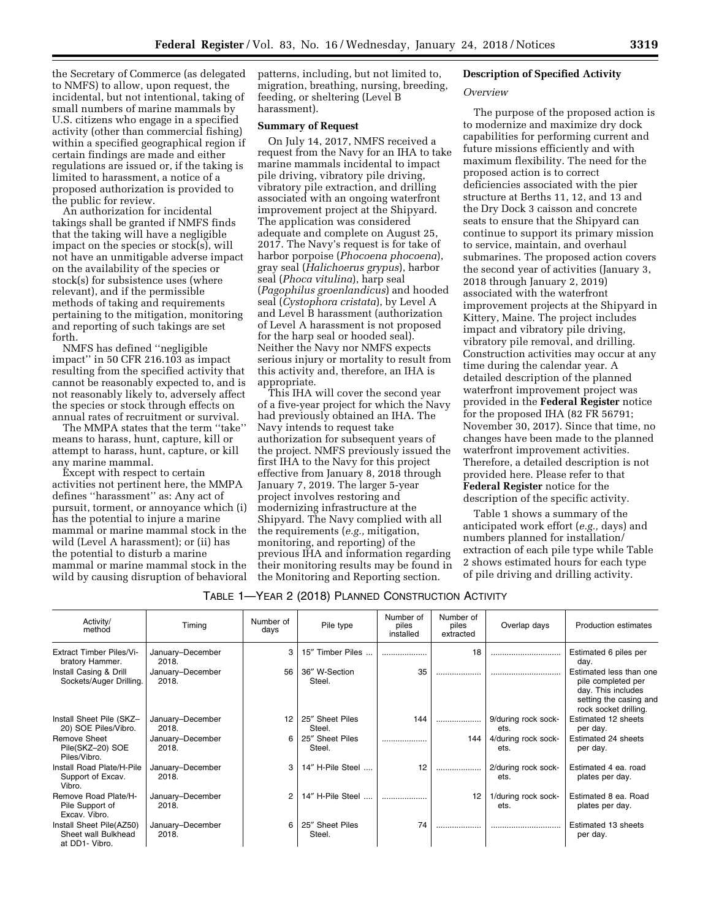the Secretary of Commerce (as delegated to NMFS) to allow, upon request, the incidental, but not intentional, taking of small numbers of marine mammals by U.S. citizens who engage in a specified activity (other than commercial fishing) within a specified geographical region if certain findings are made and either regulations are issued or, if the taking is limited to harassment, a notice of a proposed authorization is provided to the public for review.

An authorization for incidental takings shall be granted if NMFS finds that the taking will have a negligible impact on the species or stock(s), will not have an unmitigable adverse impact on the availability of the species or stock(s) for subsistence uses (where relevant), and if the permissible methods of taking and requirements pertaining to the mitigation, monitoring and reporting of such takings are set forth.

NMFS has defined ''negligible impact'' in 50 CFR 216.103 as impact resulting from the specified activity that cannot be reasonably expected to, and is not reasonably likely to, adversely affect the species or stock through effects on annual rates of recruitment or survival.

The MMPA states that the term ''take'' means to harass, hunt, capture, kill or attempt to harass, hunt, capture, or kill any marine mammal.

Except with respect to certain activities not pertinent here, the MMPA defines ''harassment'' as: Any act of pursuit, torment, or annoyance which (i) has the potential to injure a marine mammal or marine mammal stock in the wild (Level A harassment); or (ii) has the potential to disturb a marine mammal or marine mammal stock in the wild by causing disruption of behavioral patterns, including, but not limited to, migration, breathing, nursing, breeding, feeding, or sheltering (Level B harassment).

**Summary of Request**

On July 14, 2017, NMFS received a request from the Navy for an IHA to take marine mammals incidental to impact pile driving, vibratory pile driving, vibratory pile extraction, and drilling associated with an ongoing waterfront improvement project at the Shipyard. The application was considered adequate and complete on August 25, 2017. The Navy's request is for take of harbor porpoise (*Phocoena phocoena*), gray seal (*Halichoerus grypus*), harbor seal (*Phoca vitulina*), harp seal (*Pagophilus groenlandicus*) and hooded seal (*Cystophora cristata*), by Level A and Level B harassment (authorization of Level A harassment is not proposed for the harp seal or hooded seal). Neither the Navy nor NMFS expects serious injury or mortality to result from this activity and, therefore, an IHA is appropriate.

This IHA will cover the second year of a five-year project for which the Navy had previously obtained an IHA. The Navy intends to request take authorization for subsequent years of the project. NMFS previously issued the first IHA to the Navy for this project effective from January 8, 2018 through January 7, 2019. The larger 5-year project involves restoring and modernizing infrastructure at the Shipyard. The Navy complied with all the requirements (*e.g.,* mitigation, monitoring, and reporting) of the previous IHA and information regarding their monitoring results may be found in the Monitoring and Reporting section.

**Description of Specified Activity**

*Overview*

The purpose of the proposed action is to modernize and maximize dry dock capabilities for performing current and future missions efficiently and with maximum flexibility. The need for the proposed action is to correct deficiencies associated with the pier structure at Berths 11, 12, and 13 and the Dry Dock 3 caisson and concrete seats to ensure that the Shipyard can continue to support its primary mission to service, maintain, and overhaul submarines. The proposed action covers the second year of activities (January 3, 2018 through January 2, 2019) associated with the waterfront improvement projects at the Shipyard in Kittery, Maine. The project includes impact and vibratory pile driving, vibratory pile removal, and drilling. Construction activities may occur at any time during the calendar year. A detailed description of the planned waterfront improvement project was provided in the **Federal Register** notice for the proposed IHA (82 FR 56791; November 30, 2017). Since that time, no changes have been made to the planned waterfront improvement activities. Therefore, a detailed description is not provided here. Please refer to that **Federal Register** notice for the description of the specific activity.

Table 1 shows a summary of the anticipated work effort (*e.g.,* days) and numbers planned for installation/extraction of each pile type while Table 2 shows estimated hours for each type of pile driving and drilling activity.

TABLE 1—YEAR 2 (2018) PLANNED CONSTRUCTION ACTIVITY

| Activity/ method | Timing | Number of days | Pile type | Number of piles installed | Number of piles extracted | Overlap days | Production estimates |
|---|---|---|---|---|---|---|---|
| Extract Timber Piles/Vibratory Hammer. | January–December 2018. | 3 | 15″ Timber Piles ... | .................... | 18 | .............................. | Estimated 6 piles per day. |
| Install Casing & Drill Sockets/Auger Drilling. | January–December 2018. | 56 | 36″ W-Section Steel. | 35 | .................... | .............................. | Estimated less than one pile completed per day. This includes setting the casing and rock socket drilling. |
| Install Sheet Pile (SKZ–20) SOE Piles/Vibro. | January–December 2018. | 12 | 25″ Sheet Piles Steel. | 144 | .................... | 9/during rock sockets. | Estimated 12 sheets per day. |
| Remove Sheet Pile(SKZ–20) SOE Piles/Vibro. | January–December 2018. | 6 | 25″ Sheet Piles Steel. | .................... | 144 | 4/during rock sockets. | Estimated 24 sheets per day. |
| Install Road Plate/H-Pile Support of Excav. Vibro. | January–December 2018. | 3 | 14″ H-Pile Steel .... | 12 | .................... | 2/during rock sockets. | Estimated 4 ea. road plates per day. |
| Remove Road Plate/H-Pile Support of Excav. Vibro. | January–December 2018. | 2 | 14″ H-Pile Steel .... | .................... | 12 | 1/during rock sockets. | Estimated 8 ea. Road plates per day. |
| Install Sheet Pile(AZ50) Sheet wall Bulkhead at DD1- Vibro. | January–December 2018. | 6 | 25″ Sheet Piles Steel. | 74 | .................... | .............................. | Estimated 13 sheets per day. |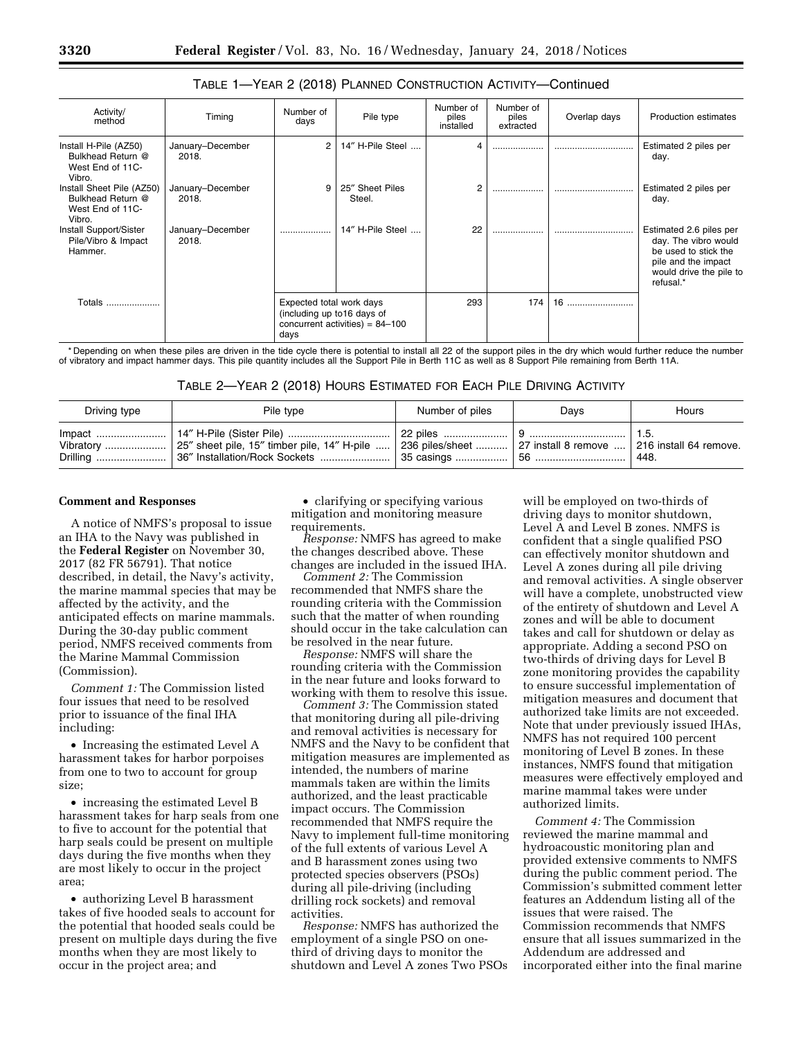TABLE 1—YEAR 2 (2018) PLANNED CONSTRUCTION ACTIVITY—Continued

| Activity/ method | Timing | Number of days | Pile type | Number of piles installed | Number of piles extracted | Overlap days | Production estimates |
|---|---|---|---|---|---|---|---|
| Install H-Pile (AZ50) Bulkhead Return @ West End of 11C-Vibro. | January–December 2018. | 2 | 14″ H-Pile Steel .... | 4 | .................... | ............................... | Estimated 2 piles per day. |
| Install Sheet Pile (AZ50) Bulkhead Return @ West End of 11C-Vibro. | January–December 2018. | 9 | 25″ Sheet Piles Steel. | 2 | .................... | ............................... | Estimated 2 piles per day. |
| Install Support/Sister Pile/Vibro & Impact Hammer. | January–December 2018. | .................... | 14″ H-Pile Steel .... | 22 | .................... | ............................... | Estimated 2.6 piles per day. The vibro would be used to stick the pile and the impact would drive the pile to refusal.* |
| Totals .................... | | Expected total work days (including up to16 days of concurrent activities) = 84–100 days | | 293 | 174 | 16 .......................... | |

\* Depending on when these piles are driven in the tide cycle there is potential to install all 22 of the support piles in the dry which would further reduce the number of vibratory and impact hammer days. This pile quantity includes all the Support Pile in Berth 11C as well as 8 Support Pile remaining from Berth 11A.

TABLE 2—YEAR 2 (2018) HOURS ESTIMATED FOR EACH PILE DRIVING ACTIVITY

| Driving type | Pile type | Number of piles | Days | Hours |
|---|---|---|---|---|
| Impact ........................ | 14″ H-Pile (Sister Pile) .................................. | 22 piles ...................... | 9 ................................ | 1.5. |
| Vibratory ..................... | 25″ sheet pile, 15″ timber pile, 14″ H-pile ..... | 236 piles/sheet ........... | 27 install 8 remove .... | 216 install 64 remove. |
| Drilling ........................ | 36″ Installation/Rock Sockets ........................ | 35 casings .................. | 56 .............................. | 448. |

**Comment and Responses**

A notice of NMFS's proposal to issue an IHA to the Navy was published in the **Federal Register** on November 30, 2017 (82 FR 56791). That notice described, in detail, the Navy's activity, the marine mammal species that may be affected by the activity, and the anticipated effects on marine mammals. During the 30-day public comment period, NMFS received comments from the Marine Mammal Commission (Commission).

*Comment 1:* The Commission listed four issues that need to be resolved prior to issuance of the final IHA including:

- Increasing the estimated Level A harassment takes for harbor porpoises from one to two to account for group size;
- increasing the estimated Level B harassment takes for harp seals from one to five to account for the potential that harp seals could be present on multiple days during the five months when they are most likely to occur in the project area;
- authorizing Level B harassment takes of five hooded seals to account for the potential that hooded seals could be present on multiple days during the five months when they are most likely to occur in the project area; and
- clarifying or specifying various mitigation and monitoring measure requirements.

*Response:* NMFS has agreed to make the changes described above. These changes are included in the issued IHA.

*Comment 2:* The Commission recommended that NMFS share the rounding criteria with the Commission such that the matter of when rounding should occur in the take calculation can be resolved in the near future.

*Response:* NMFS will share the rounding criteria with the Commission in the near future and looks forward to working with them to resolve this issue.

*Comment 3:* The Commission stated that monitoring during all pile-driving and removal activities is necessary for NMFS and the Navy to be confident that mitigation measures are implemented as intended, the numbers of marine mammals taken are within the limits authorized, and the least practicable impact occurs. The Commission recommended that NMFS require the Navy to implement full-time monitoring of the full extents of various Level A and B harassment zones using two protected species observers (PSOs) during all pile-driving (including drilling rock sockets) and removal activities.

*Response:* NMFS has authorized the employment of a single PSO on one-third of driving days to monitor the shutdown and Level A zones Two PSOs will be employed on two-thirds of driving days to monitor shutdown, Level A and Level B zones. NMFS is confident that a single qualified PSO can effectively monitor shutdown and Level A zones during all pile driving and removal activities. A single observer will have a complete, unobstructed view of the entirety of shutdown and Level A zones and will be able to document takes and call for shutdown or delay as appropriate. Adding a second PSO on two-thirds of driving days for Level B zone monitoring provides the capability to ensure successful implementation of mitigation measures and document that authorized take limits are not exceeded. Note that under previously issued IHAs, NMFS has not required 100 percent monitoring of Level B zones. In these instances, NMFS found that mitigation measures were effectively employed and marine mammal takes were under authorized limits.

*Comment 4:* The Commission reviewed the marine mammal and hydroacoustic monitoring plan and provided extensive comments to NMFS during the public comment period. The Commission's submitted comment letter features an Addendum listing all of the issues that were raised. The Commission recommends that NMFS ensure that all issues summarized in the Addendum are addressed and incorporated either into the final marine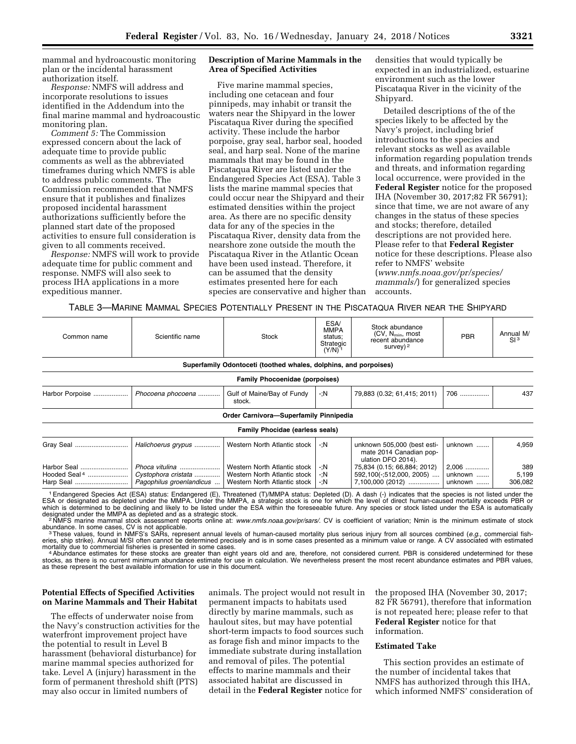mammal and hydroacoustic monitoring plan or the incidental harassment authorization itself.

*Response:* NMFS will address and incorporate resolutions to issues identified in the Addendum into the final marine mammal and hydroacoustic monitoring plan.

*Comment 5:* The Commission expressed concern about the lack of adequate time to provide public comments as well as the abbreviated timeframes during which NMFS is able to address public comments. The Commission recommended that NMFS ensure that it publishes and finalizes proposed incidental harassment authorizations sufficiently before the planned start date of the proposed activities to ensure full consideration is given to all comments received.

*Response:* NMFS will work to provide adequate time for public comment and response. NMFS will also seek to process IHA applications in a more expeditious manner.

## Description of Marine Mammals in the Area of Specified Activities

Five marine mammal species, including one cetacean and four pinnipeds, may inhabit or transit the waters near the Shipyard in the lower Piscataqua River during the specified activity. These include the harbor porpoise, gray seal, harbor seal, hooded seal, and harp seal. None of the marine mammals that may be found in the Piscataqua River are listed under the Endangered Species Act (ESA). Table 3 lists the marine mammal species that could occur near the Shipyard and their estimated densities within the project area. As there are no specific density data for any of the species in the Piscataqua River, density data from the nearshore zone outside the mouth the Piscataqua River in the Atlantic Ocean have been used instead. Therefore, it can be assumed that the density estimates presented here for each species are conservative and higher than densities that would typically be expected in an industrialized, estuarine environment such as the lower Piscataqua River in the vicinity of the Shipyard.

Detailed descriptions of the of the species likely to be affected by the Navy's project, including brief introductions to the species and relevant stocks as well as available information regarding population trends and threats, and information regarding local occurrence, were provided in the **Federal Register** notice for the proposed IHA (November 30, 2017;82 FR 56791); since that time, we are not aware of any changes in the status of these species and stocks; therefore, detailed descriptions are not provided here. Please refer to that **Federal Register** notice for these descriptions. Please also refer to NMFS' website (*www.nmfs.noaa.gov/pr/species/mammals/*) for generalized species accounts.

TABLE 3—MARINE MAMMAL SPECIES POTENTIALLY PRESENT IN THE PISCATAQUA RIVER NEAR THE SHIPYARD

| Common name | Scientific name | Stock | ESA/ MMPA status; Strategic (Y/N)[1] | Stock abundance (CV, $N_{min}$, most recent abundance survey)[2] | PBR | Annual M/SI[3] |
|---|---|---|---|---|---|---|
| **Superfamily Odontoceti (toothed whales, dolphins, and porpoises)** | | | | | | |
| **Family Phocoenidae (porpoises)** | | | | | | |
| Harbor Porpoise | *Phocoena phocoena* | Gulf of Maine/Bay of Fundy stock. | -;N | 79,883 (0.32; 61,415; 2011) | 706 | 437 |
| **Order Carnivora—Superfamily Pinnipedia** | | | | | | |
| **Family Phocidae (earless seals)** | | | | | | |
| Gray Seal | *Halichoerus grypus* | Western North Atlantic stock | -;N | unknown 505,000 (best estimate 2014 Canadian population DFO 2014). | unknown | 4,959 |
| Harbor Seal | *Phoca vitulina* | Western North Atlantic stock | -;N | 75,834 (0.15; 66,884; 2012) | 2,006 | 389 |
| Hooded Seal[4] | *Cystophora cristata* | Western North Atlantic stock | -;N | 592,100(-;512,000, 2005) | unknown | 5,199 |
| Harp Seal | *Pagophilus groenlandicus* | Western North Atlantic stock | -;N | 7,100,000 (2012) | unknown | 306,082 |

[1] Endangered Species Act (ESA) status: Endangered (E), Threatened (T)/MMPA status: Depleted (D). A dash (-) indicates that the species is not listed under the ESA or designated as depleted under the MMPA. Under the MMPA, a strategic stock is one for which the level of direct human-caused mortality exceeds PBR or which is determined to be declining and likely to be listed under the ESA within the foreseeable future. Any species or stock listed under the ESA is automatically designated under the MMPA as depleted and as a strategic stock.

[2] NMFS marine mammal stock assessment reports online at: *www.nmfs.noaa.gov/pr/sars/*. CV is coefficient of variation; Nmin is the minimum estimate of stock abundance. In some cases, CV is not applicable.

[3] These values, found in NMFS's SARs, represent annual levels of human-caused mortality plus serious injury from all sources combined (*e.g.,* commercial fisheries, ship strike). Annual M/SI often cannot be determined precisely and is in some cases presented as a minimum value or range. A CV associated with estimated mortality due to commercial fisheries is presented in some cases.

[4] Abundance estimates for these stocks are greater than eight years old and are, therefore, not considered current. PBR is considered undetermined for these stocks, as there is no current minimum abundance estimate for use in calculation. We nevertheless present the most recent abundance estimates and PBR values, as these represent the best available information for use in this document.

## Potential Effects of Specified Activities on Marine Mammals and Their Habitat

The effects of underwater noise from the Navy's construction activities for the waterfront improvement project have the potential to result in Level B harassment (behavioral disturbance) for marine mammal species authorized for take. Level A (injury) harassment in the form of permanent threshold shift (PTS) may also occur in limited numbers of animals. The project would not result in permanent impacts to habitats used directly by marine mammals, such as haulout sites, but may have potential short-term impacts to food sources such as forage fish and minor impacts to the immediate substrate during installation and removal of piles. The potential effects to marine mammals and their associated habitat are discussed in detail in the **Federal Register** notice for the proposed IHA (November 30, 2017; 82 FR 56791), therefore that information is not repeated here; please refer to that **Federal Register** notice for that information.

## Estimated Take

This section provides an estimate of the number of incidental takes that NMFS has authorized through this IHA, which informed NMFS' consideration of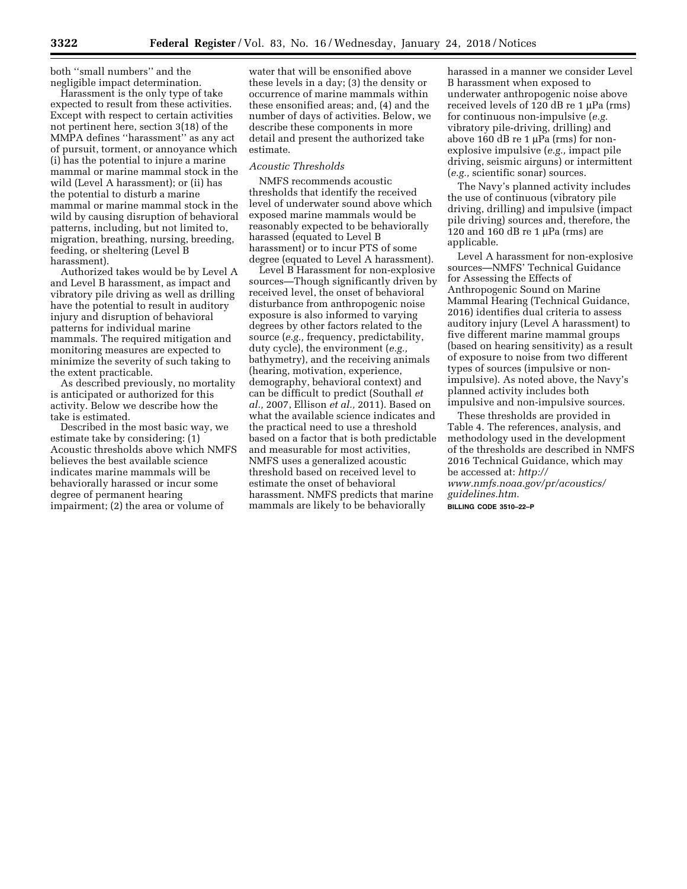both ''small numbers'' and the negligible impact determination.

Harassment is the only type of take expected to result from these activities. Except with respect to certain activities not pertinent here, section 3(18) of the MMPA defines ''harassment'' as any act of pursuit, torment, or annoyance which (i) has the potential to injure a marine mammal or marine mammal stock in the wild (Level A harassment); or (ii) has the potential to disturb a marine mammal or marine mammal stock in the wild by causing disruption of behavioral patterns, including, but not limited to, migration, breathing, nursing, breeding, feeding, or sheltering (Level B harassment).

Authorized takes would be by Level A and Level B harassment, as impact and vibratory pile driving as well as drilling have the potential to result in auditory injury and disruption of behavioral patterns for individual marine mammals. The required mitigation and monitoring measures are expected to minimize the severity of such taking to the extent practicable.

As described previously, no mortality is anticipated or authorized for this activity. Below we describe how the take is estimated.

Described in the most basic way, we estimate take by considering: (1) Acoustic thresholds above which NMFS believes the best available science indicates marine mammals will be behaviorally harassed or incur some degree of permanent hearing impairment; (2) the area or volume of water that will be ensonified above these levels in a day; (3) the density or occurrence of marine mammals within these ensonified areas; and, (4) and the number of days of activities. Below, we describe these components in more detail and present the authorized take estimate.

*Acoustic Thresholds*

NMFS recommends acoustic thresholds that identify the received level of underwater sound above which exposed marine mammals would be reasonably expected to be behaviorally harassed (equated to Level B harassment) or to incur PTS of some degree (equated to Level A harassment).

Level B Harassment for non-explosive sources—Though significantly driven by received level, the onset of behavioral disturbance from anthropogenic noise exposure is also informed to varying degrees by other factors related to the source (*e.g.,* frequency, predictability, duty cycle), the environment (*e.g.,* bathymetry), and the receiving animals (hearing, motivation, experience, demography, behavioral context) and can be difficult to predict (Southall *et al.,* 2007, Ellison *et al.,* 2011). Based on what the available science indicates and the practical need to use a threshold based on a factor that is both predictable and measurable for most activities, NMFS uses a generalized acoustic threshold based on received level to estimate the onset of behavioral harassment. NMFS predicts that marine mammals are likely to be behaviorally harassed in a manner we consider Level B harassment when exposed to underwater anthropogenic noise above received levels of 120 dB re 1 μPa (rms) for continuous non-impulsive (*e.g.* vibratory pile-driving, drilling) and above 160 dB re 1 μPa (rms) for non-explosive impulsive (*e.g.,* impact pile driving, seismic airguns) or intermittent (*e.g.,* scientific sonar) sources.

The Navy's planned activity includes the use of continuous (vibratory pile driving, drilling) and impulsive (impact pile driving) sources and, therefore, the 120 and 160 dB re 1 μPa (rms) are applicable.

Level A harassment for non-explosive sources—NMFS' Technical Guidance for Assessing the Effects of Anthropogenic Sound on Marine Mammal Hearing (Technical Guidance, 2016) identifies dual criteria to assess auditory injury (Level A harassment) to five different marine mammal groups (based on hearing sensitivity) as a result of exposure to noise from two different types of sources (impulsive or non-impulsive). As noted above, the Navy's planned activity includes both impulsive and non-impulsive sources.

These thresholds are provided in Table 4. The references, analysis, and methodology used in the development of the thresholds are described in NMFS 2016 Technical Guidance, which may be accessed at: *http://www.nmfs.noaa.gov/pr/acoustics/guidelines.htm.*

BILLING CODE 3510–22–P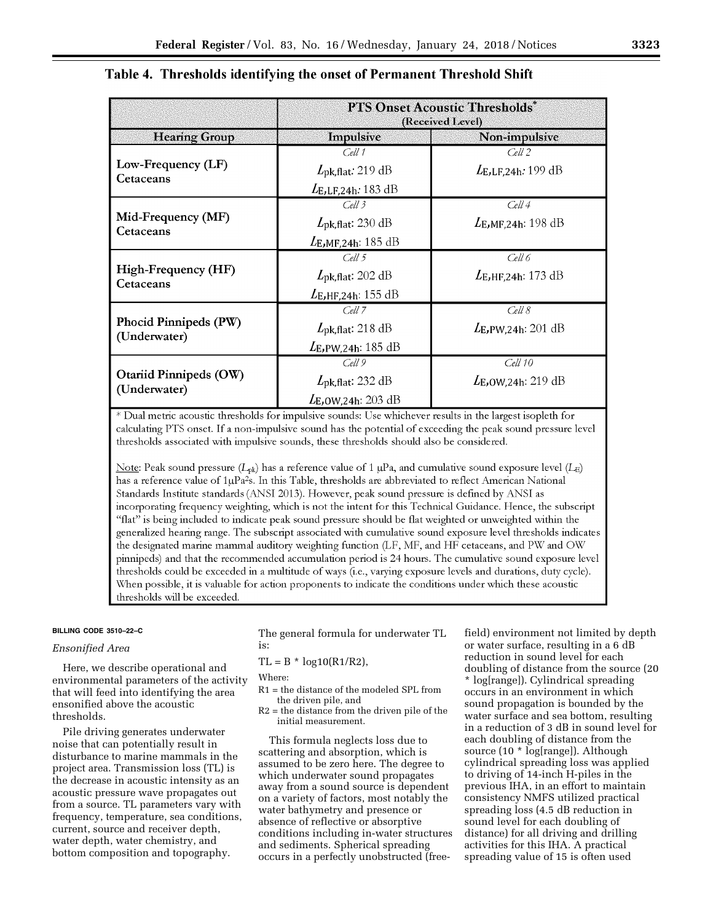**Table 4. Thresholds identifying the onset of Permanent Threshold Shift**

| | PTS Onset Acoustic Thresholds* (Received Level) | |
|---|---|---|
| Hearing Group | Impulsive | Non-impulsive |
| Low-Frequency (LF) Cetaceans | *Cell 1* $L_{pk,flat}$: 219 dB $L_{E,LF,24h}$: 183 dB | *Cell 2* $L_{E,LF,24h}$: 199 dB |
| Mid-Frequency (MF) Cetaceans | *Cell 3* $L_{pk,flat}$: 230 dB $L_{E,MF,24h}$: 185 dB | *Cell 4* $L_{E,MF,24h}$: 198 dB |
| High-Frequency (HF) Cetaceans | *Cell 5* $L_{pk,flat}$: 202 dB $L_{E,HF,24h}$: 155 dB | *Cell 6* $L_{E,HF,24h}$: 173 dB |
| Phocid Pinnipeds (PW) (Underwater) | *Cell 7* $L_{pk,flat}$: 218 dB $L_{E,PW,24h}$: 185 dB | *Cell 8* $L_{E,PW,24h}$: 201 dB |
| Otariid Pinnipeds (OW) (Underwater) | *Cell 9* $L_{pk,flat}$: 232 dB $L_{E,OW,24h}$: 203 dB | *Cell 10* $L_{E,OW,24h}$: 219 dB |

\* Dual metric acoustic thresholds for impulsive sounds: Use whichever results in the largest isopleth for calculating PTS onset. If a non-impulsive sound has the potential of exceeding the peak sound pressure level thresholds associated with impulsive sounds, these thresholds should also be considered.

Note: Peak sound pressure ($L_{pk}$) has a reference value of 1 μPa, and cumulative sound exposure level ($L_E$) has a reference value of 1μPa$^2$s. In this Table, thresholds are abbreviated to reflect American National Standards Institute standards (ANSI 2013). However, peak sound pressure is defined by ANSI as incorporating frequency weighting, which is not the intent for this Technical Guidance. Hence, the subscript "flat" is being included to indicate peak sound pressure should be flat weighted or unweighted within the generalized hearing range. The subscript associated with cumulative sound exposure level thresholds indicates the designated marine mammal auditory weighting function (LF, MF, and HF cetaceans, and PW and OW pinnipeds) and that the recommended accumulation period is 24 hours. The cumulative sound exposure level thresholds could be exceeded in a multitude of ways (i.e., varying exposure levels and durations, duty cycle). When possible, it is valuable for action proponents to indicate the conditions under which these acoustic thresholds will be exceeded.

BILLING CODE 3510–22–C

*Ensonified Area*

Here, we describe operational and environmental parameters of the activity that will feed into identifying the area ensonified above the acoustic thresholds.

Pile driving generates underwater noise that can potentially result in disturbance to marine mammals in the project area. Transmission loss (TL) is the decrease in acoustic intensity as an acoustic pressure wave propagates out from a source. TL parameters vary with frequency, temperature, sea conditions, current, source and receiver depth, water depth, water chemistry, and bottom composition and topography.

The general formula for underwater TL is:

$$TL = B * \log10(R1/R2),$$

Where:

R1 = the distance of the modeled SPL from the driven pile, and

R2 = the distance from the driven pile of the initial measurement.

This formula neglects loss due to scattering and absorption, which is assumed to be zero here. The degree to which underwater sound propagates away from a source is dependent on a variety of factors, most notably the water bathymetry and presence or absence of reflective or absorptive conditions including in-water structures and sediments. Spherical spreading occurs in a perfectly unobstructed (free-field) environment not limited by depth or water surface, resulting in a 6 dB reduction in sound level for each doubling of distance from the source (20 * log[range]). Cylindrical spreading occurs in an environment in which sound propagation is bounded by the water surface and sea bottom, resulting in a reduction of 3 dB in sound level for each doubling of distance from the source (10 * log[range]). Although cylindrical spreading loss was applied to driving of 14-inch H-piles in the previous IHA, in an effort to maintain consistency NMFS utilized practical spreading loss (4.5 dB reduction in sound level for each doubling of distance) for all driving and drilling activities for this IHA. A practical spreading value of 15 is often used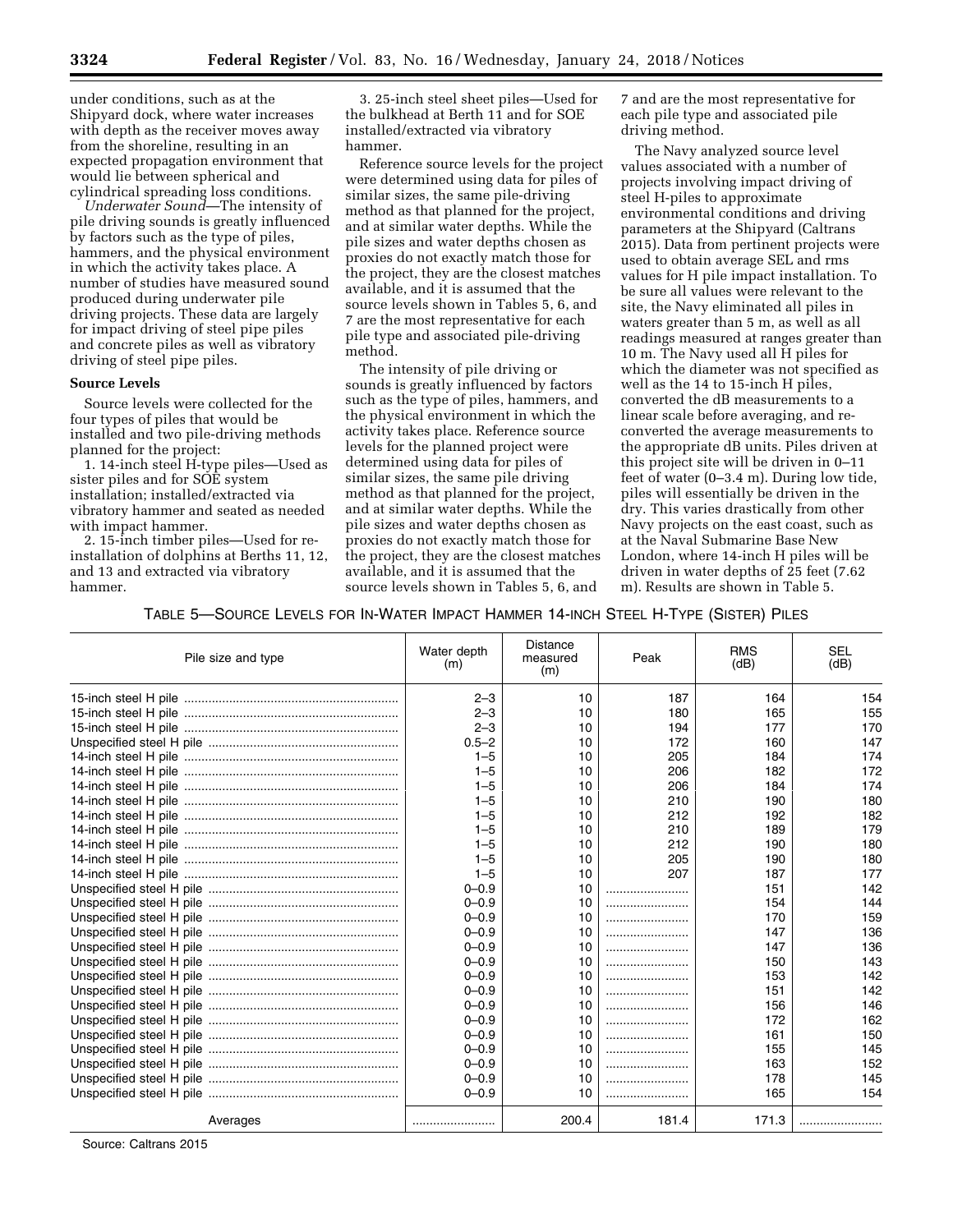under conditions, such as at the Shipyard dock, where water increases with depth as the receiver moves away from the shoreline, resulting in an expected propagation environment that would lie between spherical and cylindrical spreading loss conditions.

*Underwater Sound*—The intensity of pile driving sounds is greatly influenced by factors such as the type of piles, hammers, and the physical environment in which the activity takes place. A number of studies have measured sound produced during underwater pile driving projects. These data are largely for impact driving of steel pipe piles and concrete piles as well as vibratory driving of steel pipe piles.

**Source Levels**

Source levels were collected for the four types of piles that would be installed and two pile-driving methods planned for the project:

1. 14-inch steel H-type piles—Used as sister piles and for SOE system installation; installed/extracted via vibratory hammer and seated as needed with impact hammer.

2. 15-inch timber piles—Used for re-installation of dolphins at Berths 11, 12, and 13 and extracted via vibratory hammer.

3. 25-inch steel sheet piles—Used for the bulkhead at Berth 11 and for SOE installed/extracted via vibratory hammer.

Reference source levels for the project were determined using data for piles of similar sizes, the same pile-driving method as that planned for the project, and at similar water depths. While the pile sizes and water depths chosen as proxies do not exactly match those for the project, they are the closest matches available, and it is assumed that the source levels shown in Tables 5, 6, and 7 are the most representative for each pile type and associated pile-driving method.

The intensity of pile driving or sounds is greatly influenced by factors such as the type of piles, hammers, and the physical environment in which the activity takes place. Reference source levels for the planned project were determined using data for piles of similar sizes, the same pile driving method as that planned for the project, and at similar water depths. While the pile sizes and water depths chosen as proxies do not exactly match those for the project, they are the closest matches available, and it is assumed that the source levels shown in Tables 5, 6, and 7 and are the most representative for each pile type and associated pile driving method.

The Navy analyzed source level values associated with a number of projects involving impact driving of steel H-piles to approximate environmental conditions and driving parameters at the Shipyard (Caltrans 2015). Data from pertinent projects were used to obtain average SEL and rms values for H pile impact installation. To be sure all values were relevant to the site, the Navy eliminated all piles in waters greater than 5 m, as well as all readings measured at ranges greater than 10 m. The Navy used all H piles for which the diameter was not specified as well as the 14 to 15-inch H piles, converted the dB measurements to a linear scale before averaging, and re-converted the average measurements to the appropriate dB units. Piles driven at this project site will be driven in 0–11 feet of water (0–3.4 m). During low tide, piles will essentially be driven in the dry. This varies drastically from other Navy projects on the east coast, such as at the Naval Submarine Base New London, where 14-inch H piles will be driven in water depths of 25 feet (7.62 m). Results are shown in Table 5.

TABLE 5—SOURCE LEVELS FOR IN-WATER IMPACT HAMMER 14-INCH STEEL H-TYPE (SISTER) PILES

| Pile size and type | Water depth (m) | Distance measured (m) | Peak | RMS (dB) | SEL (dB) |
|---|---|---|---|---|---|
| 15-inch steel H pile | 2–3 | 10 | 187 | 164 | 154 |
| 15-inch steel H pile | 2–3 | 10 | 180 | 165 | 155 |
| 15-inch steel H pile | 2–3 | 10 | 194 | 177 | 170 |
| Unspecified steel H pile | 0.5–2 | 10 | 172 | 160 | 147 |
| 14-inch steel H pile | 1–5 | 10 | 205 | 184 | 174 |
| 14-inch steel H pile | 1–5 | 10 | 206 | 182 | 172 |
| 14-inch steel H pile | 1–5 | 10 | 206 | 184 | 174 |
| 14-inch steel H pile | 1–5 | 10 | 210 | 190 | 180 |
| 14-inch steel H pile | 1–5 | 10 | 212 | 192 | 182 |
| 14-inch steel H pile | 1–5 | 10 | 210 | 189 | 179 |
| 14-inch steel H pile | 1–5 | 10 | 212 | 190 | 180 |
| 14-inch steel H pile | 1–5 | 10 | 205 | 190 | 180 |
| 14-inch steel H pile | 1–5 | 10 | 207 | 187 | 177 |
| Unspecified steel H pile | 0–0.9 | 10 | | 151 | 142 |
| Unspecified steel H pile | 0–0.9 | 10 | | 154 | 144 |
| Unspecified steel H pile | 0–0.9 | 10 | | 170 | 159 |
| Unspecified steel H pile | 0–0.9 | 10 | | 147 | 136 |
| Unspecified steel H pile | 0–0.9 | 10 | | 147 | 136 |
| Unspecified steel H pile | 0–0.9 | 10 | | 150 | 143 |
| Unspecified steel H pile | 0–0.9 | 10 | | 153 | 142 |
| Unspecified steel H pile | 0–0.9 | 10 | | 151 | 142 |
| Unspecified steel H pile | 0–0.9 | 10 | | 156 | 146 |
| Unspecified steel H pile | 0–0.9 | 10 | | 172 | 162 |
| Unspecified steel H pile | 0–0.9 | 10 | | 161 | 150 |
| Unspecified steel H pile | 0–0.9 | 10 | | 155 | 145 |
| Unspecified steel H pile | 0–0.9 | 10 | | 163 | 152 |
| Unspecified steel H pile | 0–0.9 | 10 | | 178 | 145 |
| Unspecified steel H pile | 0–0.9 | 10 | | 165 | 154 |
| Averages | | 200.4 | 181.4 | 171.3 | |

Source: Caltrans 2015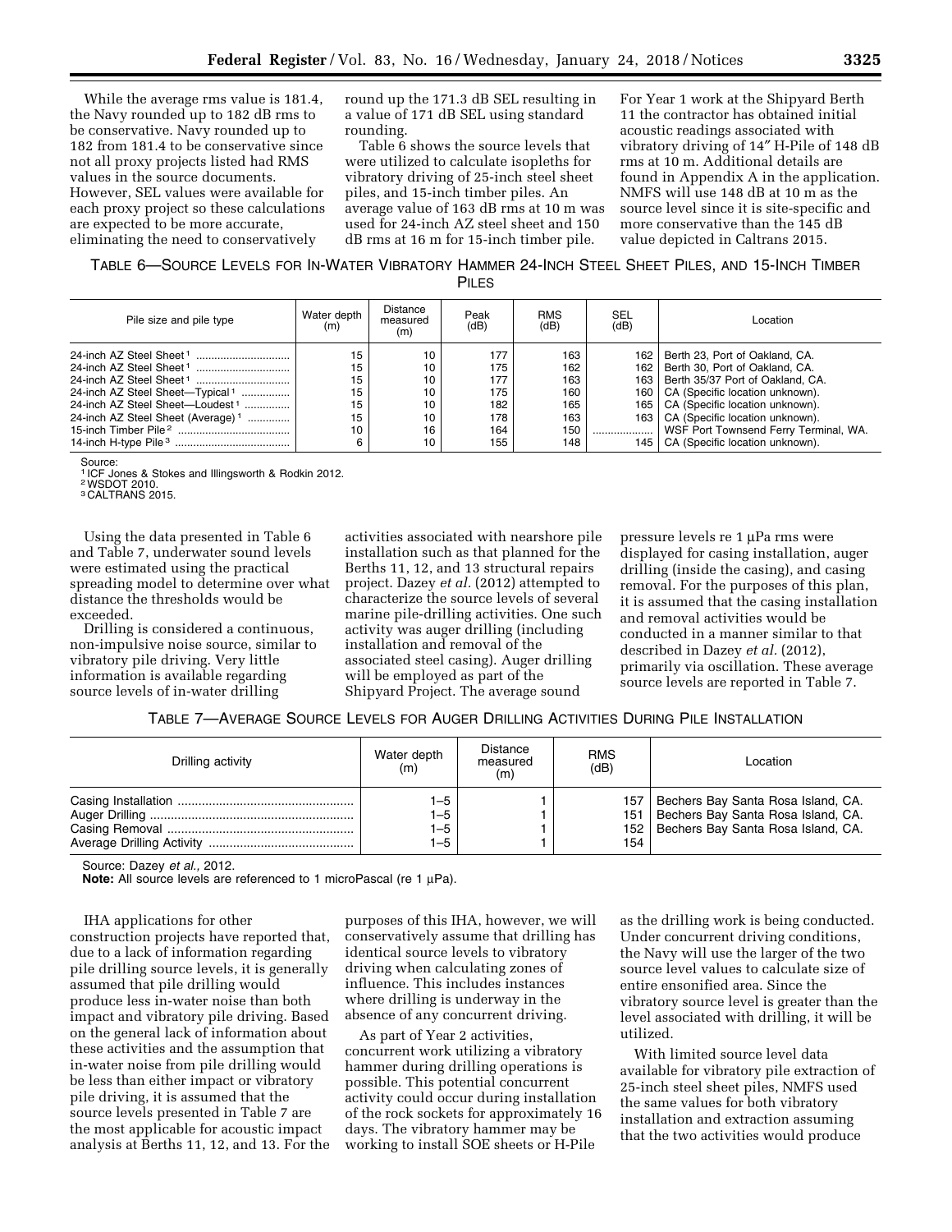While the average rms value is 181.4, the Navy rounded up to 182 dB rms to be conservative. Navy rounded up to 182 from 181.4 to be conservative since not all proxy projects listed had RMS values in the source documents. However, SEL values were available for each proxy project so these calculations are expected to be more accurate, eliminating the need to conservatively round up the 171.3 dB SEL resulting in a value of 171 dB SEL using standard rounding.

Table 6 shows the source levels that were utilized to calculate isopleths for vibratory driving of 25-inch steel sheet piles, and 15-inch timber piles. An average value of 163 dB rms at 10 m was used for 24-inch AZ steel sheet and 150 dB rms at 16 m for 15-inch timber pile.

For Year 1 work at the Shipyard Berth 11 the contractor has obtained initial acoustic readings associated with vibratory driving of 14″ H-Pile of 148 dB rms at 10 m. Additional details are found in Appendix A in the application. NMFS will use 148 dB at 10 m as the source level since it is site-specific and more conservative than the 145 dB value depicted in Caltrans 2015.

TABLE 6—SOURCE LEVELS FOR IN-WATER VIBRATORY HAMMER 24-INCH STEEL SHEET PILES, AND 15-INCH TIMBER PILES

| Pile size and pile type | Water depth (m) | Distance measured (m) | Peak (dB) | RMS (dB) | SEL (dB) | Location |
|---|---|---|---|---|---|---|
| 24-inch AZ Steel Sheet [1] | 15 | 10 | 177 | 163 | 162 | Berth 23, Port of Oakland, CA. |
| 24-inch AZ Steel Sheet [1] | 15 | 10 | 175 | 162 | 162 | Berth 30, Port of Oakland, CA. |
| 24-inch AZ Steel Sheet [1] | 15 | 10 | 177 | 163 | 163 | Berth 35/37 Port of Oakland, CA. |
| 24-inch AZ Steel Sheet—Typical [1] | 15 | 10 | 175 | 160 | 160 | CA (Specific location unknown). |
| 24-inch AZ Steel Sheet—Loudest [1] | 15 | 10 | 182 | 165 | 165 | CA (Specific location unknown). |
| 24-inch AZ Steel Sheet (Average) [1] | 15 | 10 | 178 | 163 | 163 | CA (Specific location unknown). |
| 15-inch Timber Pile [2] | 10 | 16 | 164 | 150 | .................... | WSF Port Townsend Ferry Terminal, WA. |
| 14-inch H-type Pile [3] | 6 | 10 | 155 | 148 | 145 | CA (Specific location unknown). |

Source:
[1] ICF Jones & Stokes and Illingsworth & Rodkin 2012.
[2] WSDOT 2010.
[3] CALTRANS 2015.

Using the data presented in Table 6 and Table 7, underwater sound levels were estimated using the practical spreading model to determine over what distance the thresholds would be exceeded.

Drilling is considered a continuous, non-impulsive noise source, similar to vibratory pile driving. Very little information is available regarding source levels of in-water drilling activities associated with nearshore pile installation such as that planned for the Berths 11, 12, and 13 structural repairs project. Dazey *et al.* (2012) attempted to characterize the source levels of several marine pile-drilling activities. One such activity was auger drilling (including installation and removal of the associated steel casing). Auger drilling will be employed as part of the Shipyard Project. The average sound pressure levels re 1 μPa rms were displayed for casing installation, auger drilling (inside the casing), and casing removal. For the purposes of this plan, it is assumed that the casing installation and removal activities would be conducted in a manner similar to that described in Dazey *et al.* (2012), primarily via oscillation. These average source levels are reported in Table 7.

TABLE 7—AVERAGE SOURCE LEVELS FOR AUGER DRILLING ACTIVITIES DURING PILE INSTALLATION

| Drilling activity | Water depth (m) | Distance measured (m) | RMS (dB) | Location |
|---|---|---|---|---|
| Casing Installation | 1–5 | 1 | 157 | Bechers Bay Santa Rosa Island, CA. |
| Auger Drilling | 1–5 | 1 | 151 | Bechers Bay Santa Rosa Island, CA. |
| Casing Removal | 1–5 | 1 | 152 | Bechers Bay Santa Rosa Island, CA. |
| Average Drilling Activity | 1–5 | 1 | 154 | |

Source: Dazey *et al.,* 2012.
**Note:** All source levels are referenced to 1 microPascal (re 1 μPa).

IHA applications for other construction projects have reported that, due to a lack of information regarding pile drilling source levels, it is generally assumed that pile drilling would produce less in-water noise than both impact and vibratory pile driving. Based on the general lack of information about these activities and the assumption that in-water noise from pile drilling would be less than either impact or vibratory pile driving, it is assumed that the source levels presented in Table 7 are the most applicable for acoustic impact analysis at Berths 11, 12, and 13. For the purposes of this IHA, however, we will conservatively assume that drilling has identical source levels to vibratory driving when calculating zones of influence. This includes instances where drilling is underway in the absence of any concurrent driving.

As part of Year 2 activities, concurrent work utilizing a vibratory hammer during drilling operations is possible. This potential concurrent activity could occur during installation of the rock sockets for approximately 16 days. The vibratory hammer may be working to install SOE sheets or H-Pile as the drilling work is being conducted. Under concurrent driving conditions, the Navy will use the larger of the two source level values to calculate size of entire ensonified area. Since the vibratory source level is greater than the level associated with drilling, it will be utilized.

With limited source level data available for vibratory pile extraction of 25-inch steel sheet piles, NMFS used the same values for both vibratory installation and extraction assuming that the two activities would produce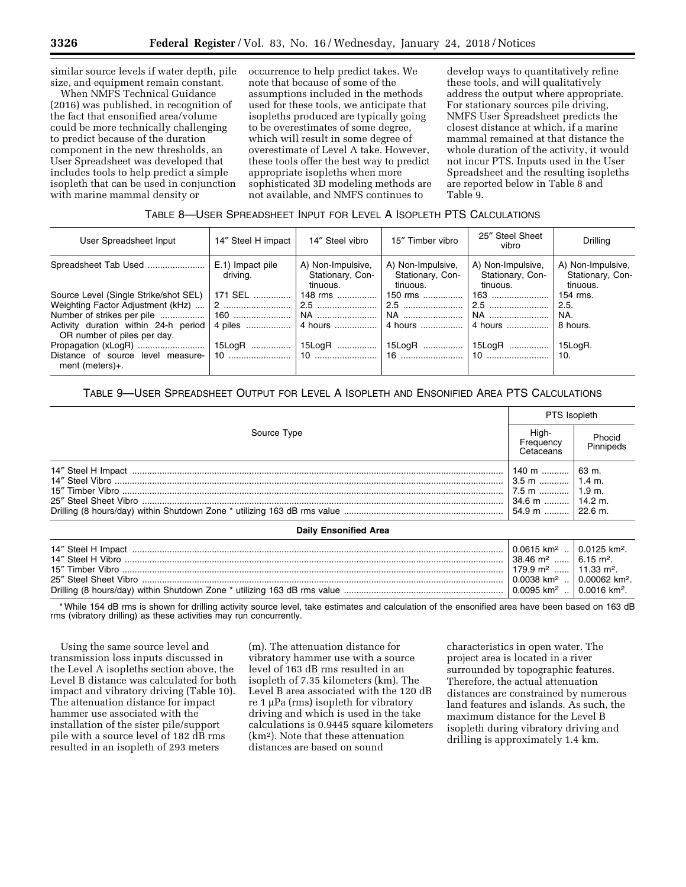similar source levels if water depth, pile size, and equipment remain constant.

When NMFS Technical Guidance (2016) was published, in recognition of the fact that ensonified area/volume could be more technically challenging to predict because of the duration component in the new thresholds, an User Spreadsheet was developed that includes tools to help predict a simple isopleth that can be used in conjunction with marine mammal density or occurrence to help predict takes. We note that because of some of the assumptions included in the methods used for these tools, we anticipate that isopleths produced are typically going to be overestimates of some degree, which will result in some degree of overestimate of Level A take. However, these tools offer the best way to predict appropriate isopleths when more sophisticated 3D modeling methods are not available, and NMFS continues to develop ways to quantitatively refine these tools, and will qualitatively address the output where appropriate. For stationary sources pile driving, NMFS User Spreadsheet predicts the closest distance at which, if a marine mammal remained at that distance the whole duration of the activity, it would not incur PTS. Inputs used in the User Spreadsheet and the resulting isopleths are reported below in Table 8 and Table 9.

TABLE 8—USER SPREADSHEET INPUT FOR LEVEL A ISOPLETH PTS CALCULATIONS

| User Spreadsheet Input | 14″ Steel H impact | 14″ Steel vibro | 15″ Timber vibro | 25″ Steel Sheet vibro | Drilling |
|---|---|---|---|---|---|
| Spreadsheet Tab Used | E.1) Impact pile driving. | A) Non-Impulsive, Stationary, Continuous. | A) Non-Impulsive, Stationary, Continuous. | A) Non-Impulsive, Stationary, Continuous. | A) Non-Impulsive, Stationary, Continuous. |
| Source Level (Single Strike/shot SEL) | 171 SEL | 148 rms | 150 rms | 163 | 154 rms. |
| Weighting Factor Adjustment (kHz) | 2 | 2.5 | 2.5 | 2.5 | 2.5. |
| Number of strikes per pile | 160 | NA | NA | NA | NA. |
| Activity duration within 24-h period OR number of piles per day. | 4 piles | 4 hours | 4 hours | 4 hours | 8 hours. |
| Propagation (xLogR) | 15LogR | 15LogR | 15LogR | 15LogR | 15LogR. |
| Distance of source level measurement (meters)+. | 10 | 10 | 16 | 10 | 10. |

TABLE 9—USER SPREADSHEET OUTPUT FOR LEVEL A ISOPLETH AND ENSONIFIED AREA PTS CALCULATIONS

| Source Type | PTS Isopleth | |
|---|---|---|
| | High-Frequency Cetaceans | Phocid Pinnipeds |
| 14″ Steel H Impact | 140 m | 63 m. |
| 14″ Steel Vibro | 3.5 m | 1.4 m. |
| 15″ Timber Vibro | 7.5 m | 1.9 m. |
| 25″ Steel Sheet Vibro | 34.6 m | 14.2 m. |
| Drilling (8 hours/day) within Shutdown Zone * utilizing 163 dB rms value | 54.9 m | 22.6 m. |
| **Daily Ensonified Area** | | |
| 14″ Steel H Impact | 0.0615 km² | 0.0125 km². |
| 14″ Steel H Vibro | 38.46 m² | 6.15 m². |
| 15″ Timber Vibro | 179.9 m² | 11.33 m². |
| 25″ Steel Sheet Vibro | 0.0038 km² | 0.00062 km². |
| Drilling (8 hours/day) within Shutdown Zone * utilizing 163 dB rms value | 0.0095 km² | 0.0016 km². |

* While 154 dB rms is shown for drilling activity source level, take estimates and calculation of the ensonified area have been based on 163 dB rms (vibratory drilling) as these activities may run concurrently.

Using the same source level and transmission loss inputs discussed in the Level A isopleths section above, the Level B distance was calculated for both impact and vibratory driving (Table 10). The attenuation distance for impact hammer use associated with the installation of the sister pile/support pile with a source level of 182 dB rms resulted in an isopleth of 293 meters (m). The attenuation distance for vibratory hammer use with a source level of 163 dB rms resulted in an isopleth of 7.35 kilometers (km). The Level B area associated with the 120 dB re 1 μPa (rms) isopleth for vibratory driving and which is used in the take calculations is 0.9445 square kilometers (km²). Note that these attenuation distances are based on sound characteristics in open water. The project area is located in a river surrounded by topographic features. Therefore, the actual attenuation distances are constrained by numerous land features and islands. As such, the maximum distance for the Level B isopleth during vibratory driving and drilling is approximately 1.4 km.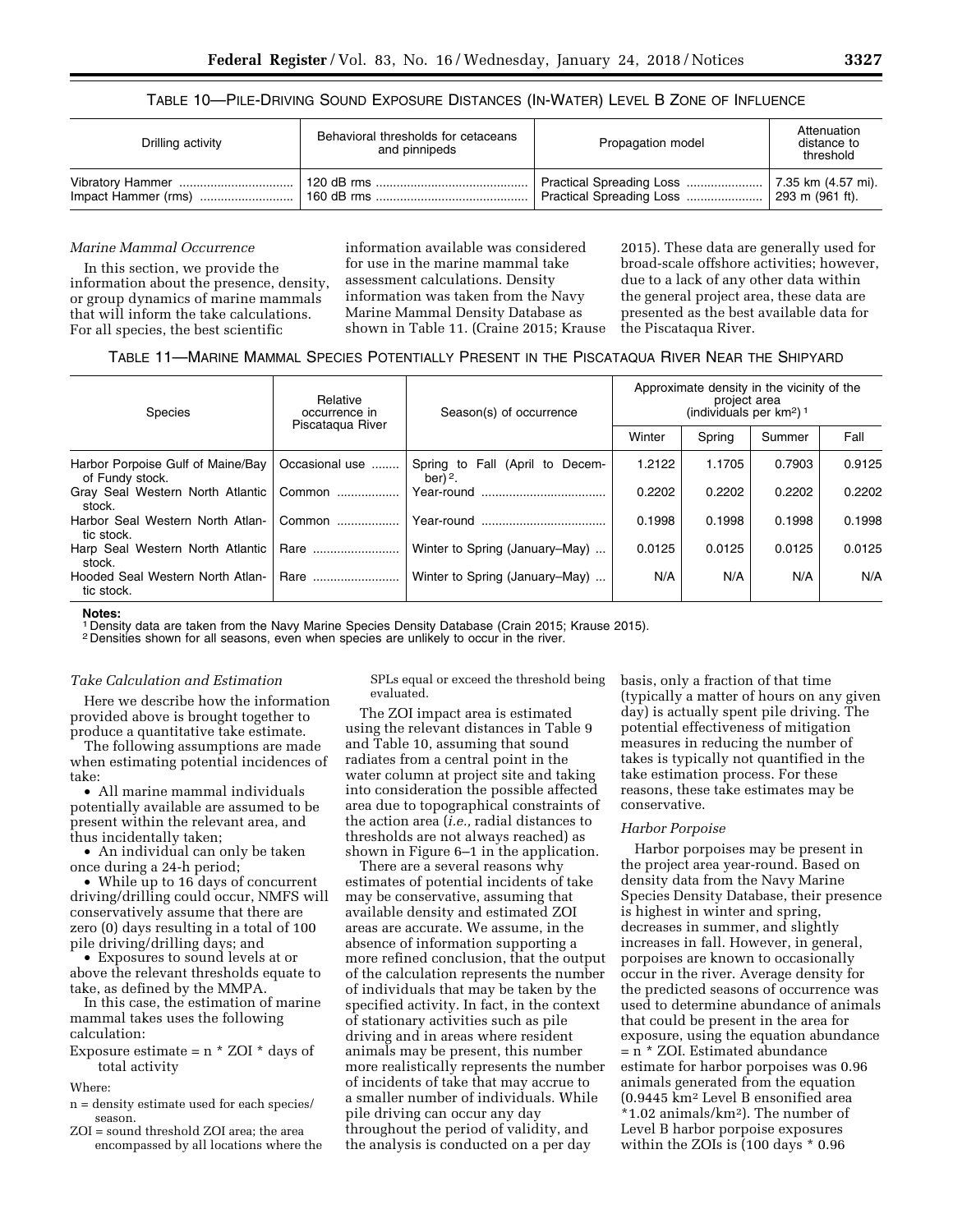TABLE 10—PILE-DRIVING SOUND EXPOSURE DISTANCES (IN-WATER) LEVEL B ZONE OF INFLUENCE

| Drilling activity | Behavioral thresholds for cetaceans and pinnipeds | Propagation model | Attenuation distance to threshold |
|---|---|---|---|
| Vibratory Hammer | 120 dB rms | Practical Spreading Loss | 7.35 km (4.57 mi). |
| Impact Hammer (rms) | 160 dB rms | Practical Spreading Loss | 293 m (961 ft). |

*Marine Mammal Occurrence*

In this section, we provide the information about the presence, density, or group dynamics of marine mammals that will inform the take calculations. For all species, the best scientific information available was considered for use in the marine mammal take assessment calculations. Density information was taken from the Navy Marine Mammal Density Database as shown in Table 11. (Craine 2015; Krause 2015). These data are generally used for broad-scale offshore activities; however, due to a lack of any other data within the general project area, these data are presented as the best available data for the Piscataqua River.

TABLE 11—MARINE MAMMAL SPECIES POTENTIALLY PRESENT IN THE PISCATAQUA RIVER NEAR THE SHIPYARD

| Species | Relative occurrence in Piscataqua River | Season(s) of occurrence | Approximate density in the vicinity of the project area (individuals per km²) [1] | | | |
|---|---|---|---|---|---|---|
| | | | Winter | Spring | Summer | Fall |
| Harbor Porpoise Gulf of Maine/Bay of Fundy stock. | Occasional use | Spring to Fall (April to December) [2]. | 1.2122 | 1.1705 | 0.7903 | 0.9125 |
| Gray Seal Western North Atlantic stock. | Common | Year-round | 0.2202 | 0.2202 | 0.2202 | 0.2202 |
| Harbor Seal Western North Atlantic stock. | Common | Year-round | 0.1998 | 0.1998 | 0.1998 | 0.1998 |
| Harp Seal Western North Atlantic stock. | Rare | Winter to Spring (January–May) | 0.0125 | 0.0125 | 0.0125 | 0.0125 |
| Hooded Seal Western North Atlantic stock. | Rare | Winter to Spring (January–May) | N/A | N/A | N/A | N/A |

**Notes:**
[1] Density data are taken from the Navy Marine Species Density Database (Crain 2015; Krause 2015).
[2] Densities shown for all seasons, even when species are unlikely to occur in the river.

*Take Calculation and Estimation*

Here we describe how the information provided above is brought together to produce a quantitative take estimate.

The following assumptions are made when estimating potential incidences of take:

- All marine mammal individuals potentially available are assumed to be present within the relevant area, and thus incidentally taken;
- An individual can only be taken once during a 24-h period;
- While up to 16 days of concurrent driving/drilling could occur, NMFS will conservatively assume that there are zero (0) days resulting in a total of 100 pile driving/drilling days; and
- Exposures to sound levels at or above the relevant thresholds equate to take, as defined by the MMPA.

In this case, the estimation of marine mammal takes uses the following calculation:

Exposure estimate = n * ZOI * days of total activity

Where:

n = density estimate used for each species/season.

ZOI = sound threshold ZOI area; the area encompassed by all locations where the SPLs equal or exceed the threshold being evaluated.

The ZOI impact area is estimated using the relevant distances in Table 9 and Table 10, assuming that sound radiates from a central point in the water column at project site and taking into consideration the possible affected area due to topographical constraints of the action area (*i.e.,* radial distances to thresholds are not always reached) as shown in Figure 6–1 in the application.

There are a several reasons why estimates of potential incidents of take may be conservative, assuming that available density and estimated ZOI areas are accurate. We assume, in the absence of information supporting a more refined conclusion, that the output of the calculation represents the number of individuals that may be taken by the specified activity. In fact, in the context of stationary activities such as pile driving and in areas where resident animals may be present, this number more realistically represents the number of incidents of take that may accrue to a smaller number of individuals. While pile driving can occur any day throughout the period of validity, and the analysis is conducted on a per day basis, only a fraction of that time (typically a matter of hours on any given day) is actually spent pile driving. The potential effectiveness of mitigation measures in reducing the number of takes is typically not quantified in the take estimation process. For these reasons, these take estimates may be conservative.

*Harbor Porpoise*

Harbor porpoises may be present in the project area year-round. Based on density data from the Navy Marine Species Density Database, their presence is highest in winter and spring, decreases in summer, and slightly increases in fall. However, in general, porpoises are known to occasionally occur in the river. Average density for the predicted seasons of occurrence was used to determine abundance of animals that could be present in the area for exposure, using the equation abundance = n * ZOI. Estimated abundance estimate for harbor porpoises was 0.96 animals generated from the equation (0.9445 km² Level B ensonified area *1.02 animals/km²). The number of Level B harbor porpoise exposures within the ZOIs is (100 days * 0.96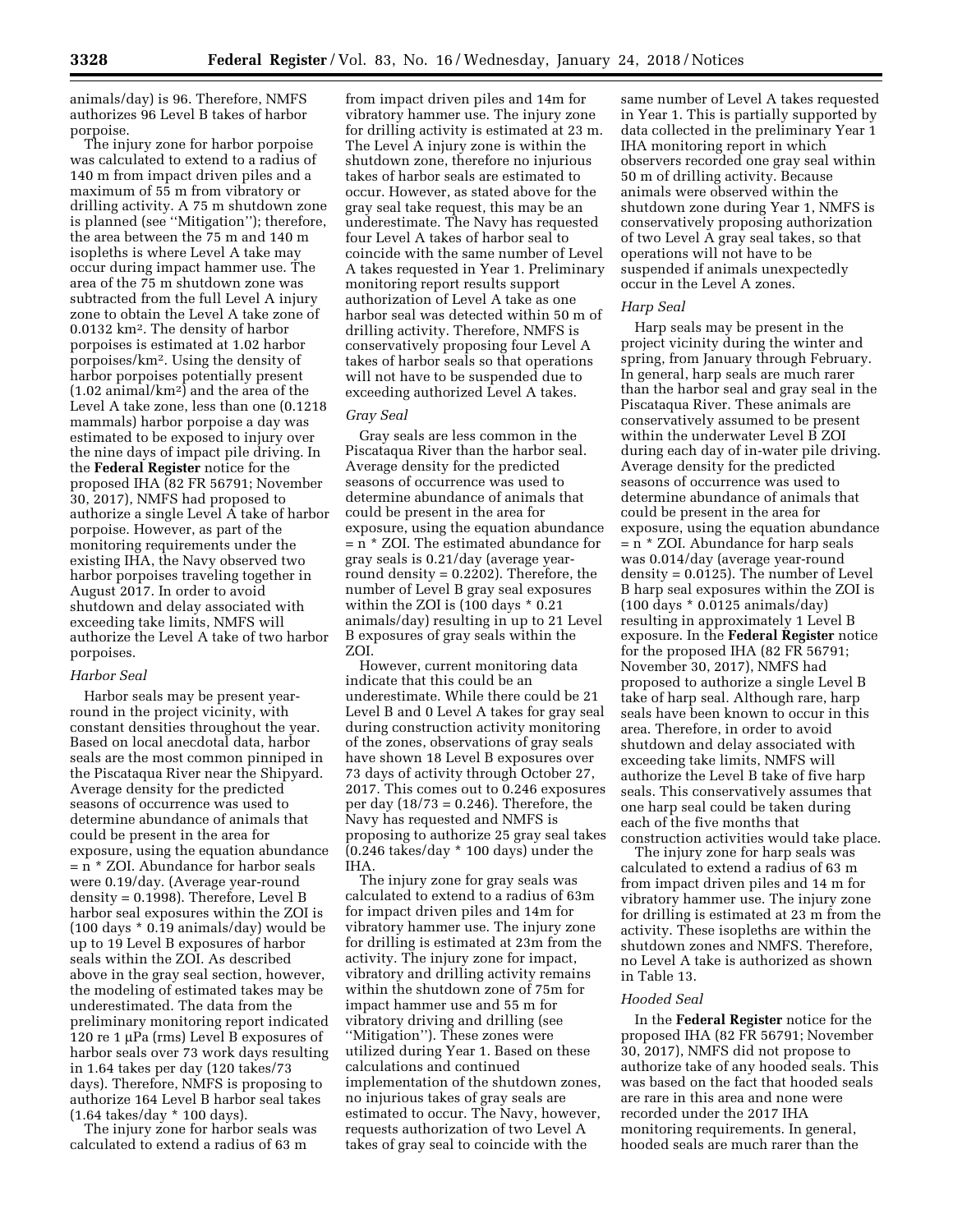animals/day) is 96. Therefore, NMFS authorizes 96 Level B takes of harbor porpoise.

The injury zone for harbor porpoise was calculated to extend to a radius of 140 m from impact driven piles and a maximum of 55 m from vibratory or drilling activity. A 75 m shutdown zone is planned (see "Mitigation"); therefore, the area between the 75 m and 140 m isopleths is where Level A take may occur during impact hammer use. The area of the 75 m shutdown zone was subtracted from the full Level A injury zone to obtain the Level A take zone of 0.0132 km$^2$. The density of harbor porpoises is estimated at 1.02 harbor porpoises/km$^2$. Using the density of harbor porpoises potentially present (1.02 animal/km$^2$) and the area of the Level A take zone, less than one (0.1218 mammals) harbor porpoise a day was estimated to be exposed to injury over the nine days of impact pile driving. In the **Federal Register** notice for the proposed IHA (82 FR 56791; November 30, 2017), NMFS had proposed to authorize a single Level A take of harbor porpoise. However, as part of the monitoring requirements under the existing IHA, the Navy observed two harbor porpoises traveling together in August 2017. In order to avoid shutdown and delay associated with exceeding take limits, NMFS will authorize the Level A take of two harbor porpoises.

### *Harbor Seal*

Harbor seals may be present year-round in the project vicinity, with constant densities throughout the year. Based on local anecdotal data, harbor seals are the most common pinniped in the Piscataqua River near the Shipyard. Average density for the predicted seasons of occurrence was used to determine abundance of animals that could be present in the area for exposure, using the equation abundance = n * ZOI. Abundance for harbor seals were 0.19/day. (Average year-round density = 0.1998). Therefore, Level B harbor seal exposures within the ZOI is (100 days * 0.19 animals/day) would be up to 19 Level B exposures of harbor seals within the ZOI. As described above in the gray seal section, however, the modeling of estimated takes may be underestimated. The data from the preliminary monitoring report indicated 120 re 1 μPa (rms) Level B exposures of harbor seals over 73 work days resulting in 1.64 takes per day (120 takes/73 days). Therefore, NMFS is proposing to authorize 164 Level B harbor seal takes (1.64 takes/day * 100 days).

The injury zone for harbor seals was calculated to extend a radius of 63 m from impact driven piles and 14m for vibratory hammer use. The injury zone for drilling activity is estimated at 23 m. The Level A injury zone is within the shutdown zone, therefore no injurious takes of harbor seals are estimated to occur. However, as stated above for the gray seal take request, this may be an underestimate. The Navy has requested four Level A takes of harbor seal to coincide with the same number of Level A takes requested in Year 1. Preliminary monitoring report results support authorization of Level A take as one harbor seal was detected within 50 m of drilling activity. Therefore, NMFS is conservatively proposing four Level A takes of harbor seals so that operations will not have to be suspended due to exceeding authorized Level A takes.

### *Gray Seal*

Gray seals are less common in the Piscataqua River than the harbor seal. Average density for the predicted seasons of occurrence was used to determine abundance of animals that could be present in the area for exposure, using the equation abundance = n * ZOI. The estimated abundance for gray seals is 0.21/day (average year-round density = 0.2202). Therefore, the number of Level B gray seal exposures within the ZOI is (100 days * 0.21 animals/day) resulting in up to 21 Level B exposures of gray seals within the ZOI.

However, current monitoring data indicate that this could be an underestimate. While there could be 21 Level B and 0 Level A takes for gray seal during construction activity monitoring of the zones, observations of gray seals have shown 18 Level B exposures over 73 days of activity through October 27, 2017. This comes out to 0.246 exposures per day (18/73 = 0.246). Therefore, the Navy has requested and NMFS is proposing to authorize 25 gray seal takes (0.246 takes/day * 100 days) under the IHA.

The injury zone for gray seals was calculated to extend to a radius of 63m for impact driven piles and 14m for vibratory hammer use. The injury zone for drilling is estimated at 23m from the activity. The injury zone for impact, vibratory and drilling activity remains within the shutdown zone of 75m for impact hammer use and 55 m for vibratory driving and drilling (see "Mitigation"). These zones were utilized during Year 1. Based on these calculations and continued implementation of the shutdown zones, no injurious takes of gray seals are estimated to occur. The Navy, however, requests authorization of two Level A takes of gray seal to coincide with the same number of Level A takes requested in Year 1. This is partially supported by data collected in the preliminary Year 1 IHA monitoring report in which observers recorded one gray seal within 50 m of drilling activity. Because animals were observed within the shutdown zone during Year 1, NMFS is conservatively proposing authorization of two Level A gray seal takes, so that operations will not have to be suspended if animals unexpectedly occur in the Level A zones.

### *Harp Seal*

Harp seals may be present in the project vicinity during the winter and spring, from January through February. In general, harp seals are much rarer than the harbor seal and gray seal in the Piscataqua River. These animals are conservatively assumed to be present within the underwater Level B ZOI during each day of in-water pile driving. Average density for the predicted seasons of occurrence was used to determine abundance of animals that could be present in the area for exposure, using the equation abundance = n * ZOI. Abundance for harp seals was 0.014/day (average year-round density = 0.0125). The number of Level B harp seal exposures within the ZOI is (100 days * 0.0125 animals/day) resulting in approximately 1 Level B exposure. In the **Federal Register** notice for the proposed IHA (82 FR 56791; November 30, 2017), NMFS had proposed to authorize a single Level B take of harp seal. Although rare, harp seals have been known to occur in this area. Therefore, in order to avoid shutdown and delay associated with exceeding take limits, NMFS will authorize the Level B take of five harp seals. This conservatively assumes that one harp seal could be taken during each of the five months that construction activities would take place.

The injury zone for harp seals was calculated to extend a radius of 63 m from impact driven piles and 14 m for vibratory hammer use. The injury zone for drilling is estimated at 23 m from the activity. These isopleths are within the shutdown zones and NMFS. Therefore, no Level A take is authorized as shown in Table 13.

### *Hooded Seal*

In the **Federal Register** notice for the proposed IHA (82 FR 56791; November 30, 2017), NMFS did not propose to authorize take of any hooded seals. This was based on the fact that hooded seals are rare in this area and none were recorded under the 2017 IHA monitoring requirements. In general, hooded seals are much rarer than the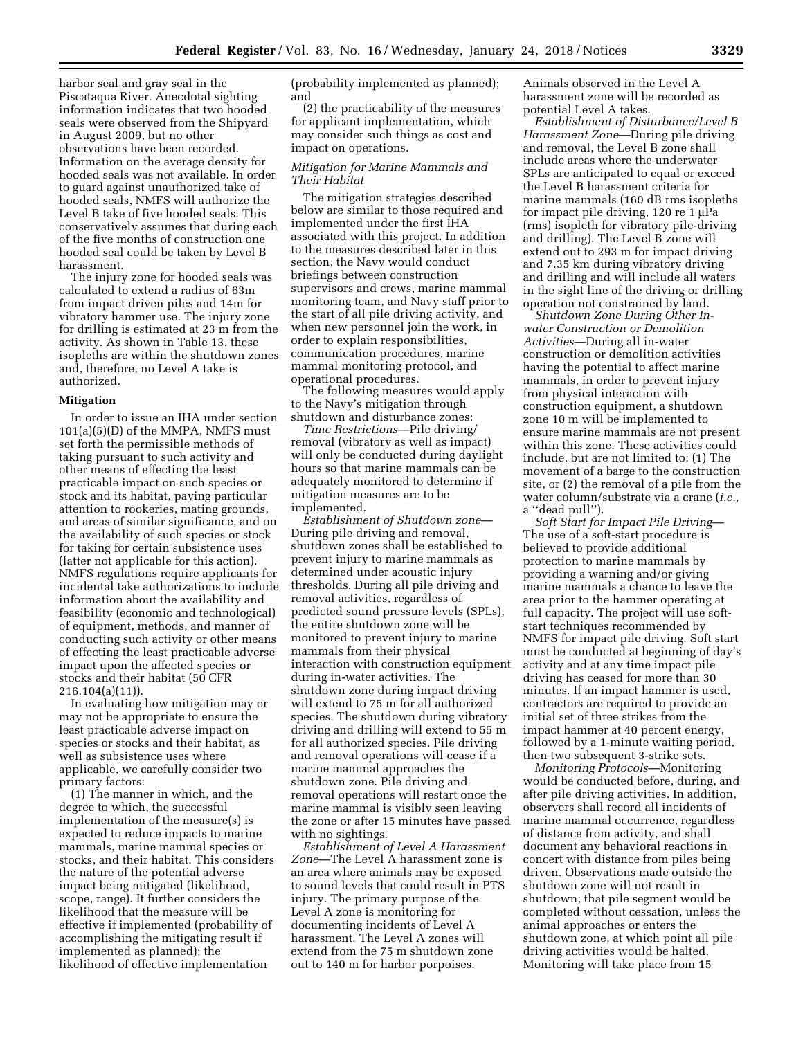harbor seal and gray seal in the Piscataqua River. Anecdotal sighting information indicates that two hooded seals were observed from the Shipyard in August 2009, but no other observations have been recorded. Information on the average density for hooded seals was not available. In order to guard against unauthorized take of hooded seals, NMFS will authorize the Level B take of five hooded seals. This conservatively assumes that during each of the five months of construction one hooded seal could be taken by Level B harassment.

The injury zone for hooded seals was calculated to extend a radius of 63m from impact driven piles and 14m for vibratory hammer use. The injury zone for drilling is estimated at 23 m from the activity. As shown in Table 13, these isopleths are within the shutdown zones and, therefore, no Level A take is authorized.

## Mitigation

In order to issue an IHA under section 101(a)(5)(D) of the MMPA, NMFS must set forth the permissible methods of taking pursuant to such activity and other means of effecting the least practicable impact on such species or stock and its habitat, paying particular attention to rookeries, mating grounds, and areas of similar significance, and on the availability of such species or stock for taking for certain subsistence uses (latter not applicable for this action). NMFS regulations require applicants for incidental take authorizations to include information about the availability and feasibility (economic and technological) of equipment, methods, and manner of conducting such activity or other means of effecting the least practicable adverse impact upon the affected species or stocks and their habitat (50 CFR 216.104(a)(11)).

In evaluating how mitigation may or may not be appropriate to ensure the least practicable adverse impact on species or stocks and their habitat, as well as subsistence uses where applicable, we carefully consider two primary factors:

(1) The manner in which, and the degree to which, the successful implementation of the measure(s) is expected to reduce impacts to marine mammals, marine mammal species or stocks, and their habitat. This considers the nature of the potential adverse impact being mitigated (likelihood, scope, range). It further considers the likelihood that the measure will be effective if implemented (probability of accomplishing the mitigating result if implemented as planned); the likelihood of effective implementation (probability implemented as planned); and

(2) the practicability of the measures for applicant implementation, which may consider such things as cost and impact on operations.

### *Mitigation for Marine Mammals and Their Habitat*

The mitigation strategies described below are similar to those required and implemented under the first IHA associated with this project. In addition to the measures described later in this section, the Navy would conduct briefings between construction supervisors and crews, marine mammal monitoring team, and Navy staff prior to the start of all pile driving activity, and when new personnel join the work, in order to explain responsibilities, communication procedures, marine mammal monitoring protocol, and operational procedures.

The following measures would apply to the Navy's mitigation through shutdown and disturbance zones:

*Time Restrictions*—Pile driving/removal (vibratory as well as impact) will only be conducted during daylight hours so that marine mammals can be adequately monitored to determine if mitigation measures are to be implemented.

*Establishment of Shutdown zone*—During pile driving and removal, shutdown zones shall be established to prevent injury to marine mammals as determined under acoustic injury thresholds. During all pile driving and removal activities, regardless of predicted sound pressure levels (SPLs), the entire shutdown zone will be monitored to prevent injury to marine mammals from their physical interaction with construction equipment during in-water activities. The shutdown zone during impact driving will extend to 75 m for all authorized species. The shutdown during vibratory driving and drilling will extend to 55 m for all authorized species. Pile driving and removal operations will cease if a marine mammal approaches the shutdown zone. Pile driving and removal operations will restart once the marine mammal is visibly seen leaving the zone or after 15 minutes have passed with no sightings.

*Establishment of Level A Harassment Zone*—The Level A harassment zone is an area where animals may be exposed to sound levels that could result in PTS injury. The primary purpose of the Level A zone is monitoring for documenting incidents of Level A harassment. The Level A zones will extend from the 75 m shutdown zone out to 140 m for harbor porpoises. Animals observed in the Level A harassment zone will be recorded as potential Level A takes.

*Establishment of Disturbance/Level B Harassment Zone*—During pile driving and removal, the Level B zone shall include areas where the underwater SPLs are anticipated to equal or exceed the Level B harassment criteria for marine mammals (160 dB rms isopleths for impact pile driving, 120 re 1 μPa (rms) isopleth for vibratory pile-driving and drilling). The Level B zone will extend out to 293 m for impact driving and 7.35 km during vibratory driving and drilling and will include all waters in the sight line of the driving or drilling operation not constrained by land.

*Shutdown Zone During Other In-water Construction or Demolition Activities*—During all in-water construction or demolition activities having the potential to affect marine mammals, in order to prevent injury from physical interaction with construction equipment, a shutdown zone 10 m will be implemented to ensure marine mammals are not present within this zone. These activities could include, but are not limited to: (1) The movement of a barge to the construction site, or (2) the removal of a pile from the water column/substrate via a crane (*i.e.,* a "dead pull").

*Soft Start for Impact Pile Driving*—The use of a soft-start procedure is believed to provide additional protection to marine mammals by providing a warning and/or giving marine mammals a chance to leave the area prior to the hammer operating at full capacity. The project will use soft-start techniques recommended by NMFS for impact pile driving. Soft start must be conducted at beginning of day's activity and at any time impact pile driving has ceased for more than 30 minutes. If an impact hammer is used, contractors are required to provide an initial set of three strikes from the impact hammer at 40 percent energy, followed by a 1-minute waiting period, then two subsequent 3-strike sets.

*Monitoring Protocols*—Monitoring would be conducted before, during, and after pile driving activities. In addition, observers shall record all incidents of marine mammal occurrence, regardless of distance from activity, and shall document any behavioral reactions in concert with distance from piles being driven. Observations made outside the shutdown zone will not result in shutdown; that pile segment would be completed without cessation, unless the animal approaches or enters the shutdown zone, at which point all pile driving activities would be halted. Monitoring will take place from 15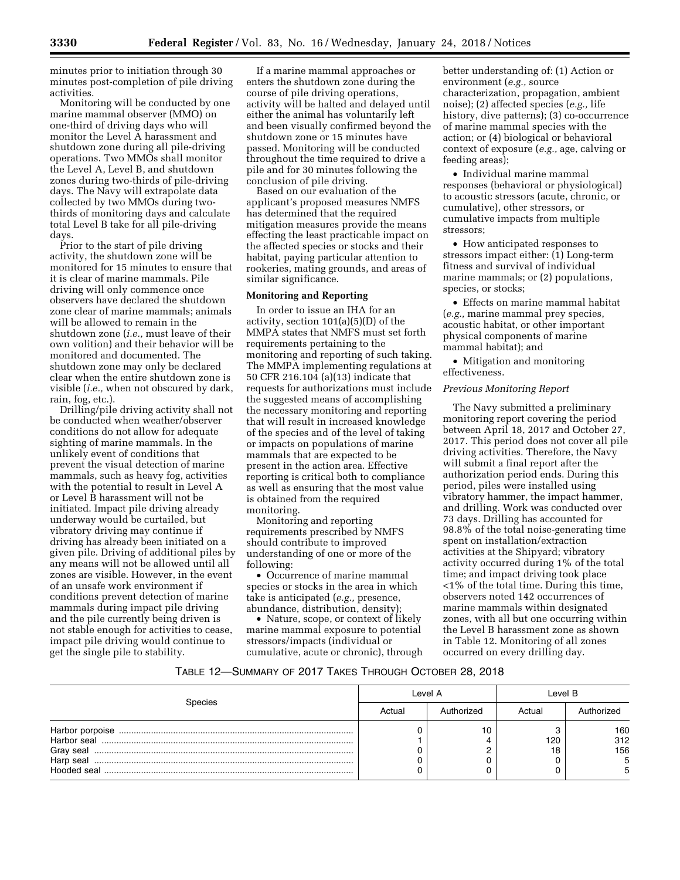minutes prior to initiation through 30 minutes post-completion of pile driving activities.

Monitoring will be conducted by one marine mammal observer (MMO) on one-third of driving days who will monitor the Level A harassment and shutdown zone during all pile-driving operations. Two MMOs shall monitor the Level A, Level B, and shutdown zones during two-thirds of pile-driving days. The Navy will extrapolate data collected by two MMOs during two-thirds of monitoring days and calculate total Level B take for all pile-driving days.

Prior to the start of pile driving activity, the shutdown zone will be monitored for 15 minutes to ensure that it is clear of marine mammals. Pile driving will only commence once observers have declared the shutdown zone clear of marine mammals; animals will be allowed to remain in the shutdown zone (*i.e.,* must leave of their own volition) and their behavior will be monitored and documented. The shutdown zone may only be declared clear when the entire shutdown zone is visible (*i.e.,* when not obscured by dark, rain, fog, etc.).

Drilling/pile driving activity shall not be conducted when weather/observer conditions do not allow for adequate sighting of marine mammals. In the unlikely event of conditions that prevent the visual detection of marine mammals, such as heavy fog, activities with the potential to result in Level A or Level B harassment will not be initiated. Impact pile driving already underway would be curtailed, but vibratory driving may continue if driving has already been initiated on a given pile. Driving of additional piles by any means will not be allowed until all zones are visible. However, in the event of an unsafe work environment if conditions prevent detection of marine mammals during impact pile driving and the pile currently being driven is not stable enough for activities to cease, impact pile driving would continue to get the single pile to stability.

If a marine mammal approaches or enters the shutdown zone during the course of pile driving operations, activity will be halted and delayed until either the animal has voluntarily left and been visually confirmed beyond the shutdown zone or 15 minutes have passed. Monitoring will be conducted throughout the time required to drive a pile and for 30 minutes following the conclusion of pile driving.

Based on our evaluation of the applicant's proposed measures NMFS has determined that the required mitigation measures provide the means effecting the least practicable impact on the affected species or stocks and their habitat, paying particular attention to rookeries, mating grounds, and areas of similar significance.

**Monitoring and Reporting**

In order to issue an IHA for an activity, section 101(a)(5)(D) of the MMPA states that NMFS must set forth requirements pertaining to the monitoring and reporting of such taking. The MMPA implementing regulations at 50 CFR 216.104 (a)(13) indicate that requests for authorizations must include the suggested means of accomplishing the necessary monitoring and reporting that will result in increased knowledge of the species and of the level of taking or impacts on populations of marine mammals that are expected to be present in the action area. Effective reporting is critical both to compliance as well as ensuring that the most value is obtained from the required monitoring.

Monitoring and reporting requirements prescribed by NMFS should contribute to improved understanding of one or more of the following:

- Occurrence of marine mammal species or stocks in the area in which take is anticipated (*e.g.,* presence, abundance, distribution, density);
- Nature, scope, or context of likely marine mammal exposure to potential stressors/impacts (individual or cumulative, acute or chronic), through better understanding of: (1) Action or environment (*e.g.,* source characterization, propagation, ambient noise); (2) affected species (*e.g.,* life history, dive patterns); (3) co-occurrence of marine mammal species with the action; or (4) biological or behavioral context of exposure (*e.g.,* age, calving or feeding areas);
- Individual marine mammal responses (behavioral or physiological) to acoustic stressors (acute, chronic, or cumulative), other stressors, or cumulative impacts from multiple stressors;
- How anticipated responses to stressors impact either: (1) Long-term fitness and survival of individual marine mammals; or (2) populations, species, or stocks;
- Effects on marine mammal habitat (*e.g.,* marine mammal prey species, acoustic habitat, or other important physical components of marine mammal habitat); and
- Mitigation and monitoring effectiveness.

*Previous Monitoring Report*

The Navy submitted a preliminary monitoring report covering the period between April 18, 2017 and October 27, 2017. This period does not cover all pile driving activities. Therefore, the Navy will submit a final report after the authorization period ends. During this period, piles were installed using vibratory hammer, the impact hammer, and drilling. Work was conducted over 73 days. Drilling has accounted for 98.8% of the total noise-generating time spent on installation/extraction activities at the Shipyard; vibratory activity occurred during 1% of the total time; and impact driving took place <1% of the total time. During this time, observers noted 142 occurrences of marine mammals within designated zones, with all but one occurring within the Level B harassment zone as shown in Table 12. Monitoring of all zones occurred on every drilling day.

TABLE 12—SUMMARY OF 2017 TAKES THROUGH OCTOBER 28, 2018

| Species | Level A | | Level B | |
|---|---|---|---|---|
| | Actual | Authorized | Actual | Authorized |
| Harbor porpoise | 0 | 10 | 3 | 160 |
| Harbor seal | 1 | 4 | 120 | 312 |
| Gray seal | 0 | 2 | 18 | 156 |
| Harp seal | 0 | 0 | 0 | 5 |
| Hooded seal | 0 | 0 | 0 | 5 |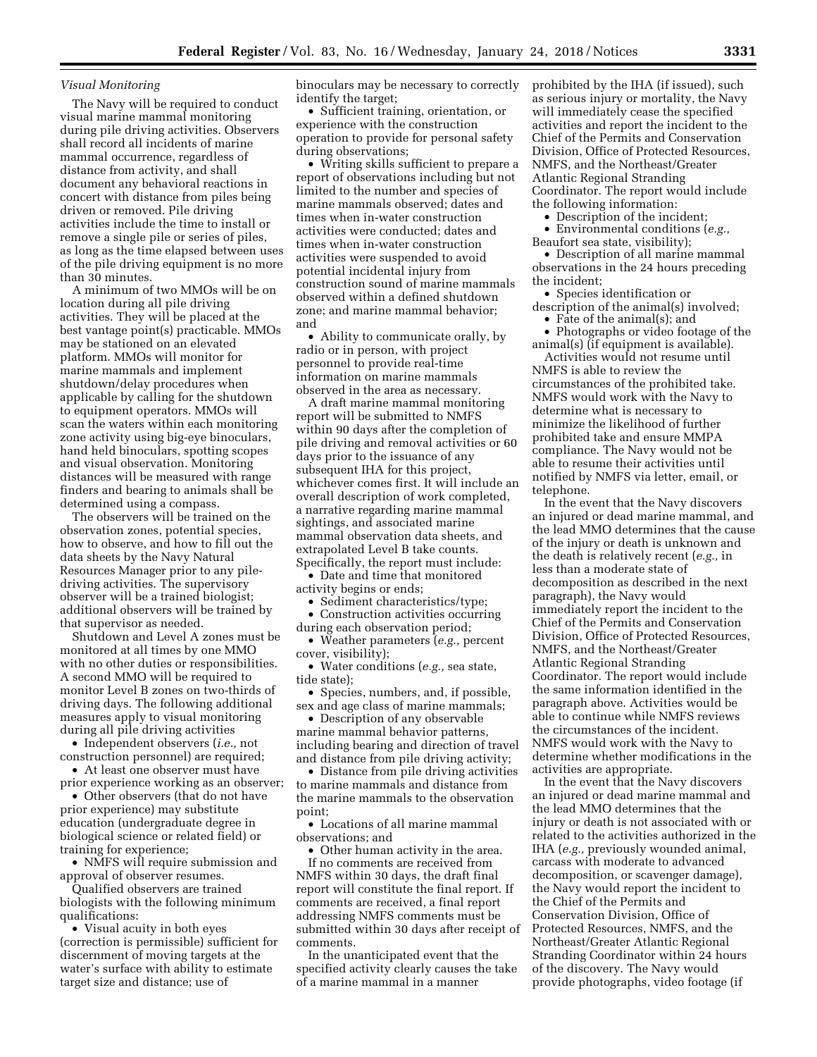*Visual Monitoring*

The Navy will be required to conduct visual marine mammal monitoring during pile driving activities. Observers shall record all incidents of marine mammal occurrence, regardless of distance from activity, and shall document any behavioral reactions in concert with distance from piles being driven or removed. Pile driving activities include the time to install or remove a single pile or series of piles, as long as the time elapsed between uses of the pile driving equipment is no more than 30 minutes.

A minimum of two MMOs will be on location during all pile driving activities. They will be placed at the best vantage point(s) practicable. MMOs may be stationed on an elevated platform. MMOs will monitor for marine mammals and implement shutdown/delay procedures when applicable by calling for the shutdown to equipment operators. MMOs will scan the waters within each monitoring zone activity using big-eye binoculars, hand held binoculars, spotting scopes and visual observation. Monitoring distances will be measured with range finders and bearing to animals shall be determined using a compass.

The observers will be trained on the observation zones, potential species, how to observe, and how to fill out the data sheets by the Navy Natural Resources Manager prior to any pile-driving activities. The supervisory observer will be a trained biologist; additional observers will be trained by that supervisor as needed.

Shutdown and Level A zones must be monitored at all times by one MMO with no other duties or responsibilities. A second MMO will be required to monitor Level B zones on two-thirds of driving days. The following additional measures apply to visual monitoring during all pile driving activities

- Independent observers (*i.e.,* not construction personnel) are required;
- At least one observer must have prior experience working as an observer;
- Other observers (that do not have prior experience) may substitute education (undergraduate degree in biological science or related field) or training for experience;
- NMFS will require submission and approval of observer resumes.

Qualified observers are trained biologists with the following minimum qualifications:

- Visual acuity in both eyes (correction is permissible) sufficient for discernment of moving targets at the water's surface with ability to estimate target size and distance; use of binoculars may be necessary to correctly identify the target;
- Sufficient training, orientation, or experience with the construction operation to provide for personal safety during observations;
- Writing skills sufficient to prepare a report of observations including but not limited to the number and species of marine mammals observed; dates and times when in-water construction activities were conducted; dates and times when in-water construction activities were suspended to avoid potential incidental injury from construction sound of marine mammals observed within a defined shutdown zone; and marine mammal behavior; and
- Ability to communicate orally, by radio or in person, with project personnel to provide real-time information on marine mammals observed in the area as necessary.

A draft marine mammal monitoring report will be submitted to NMFS within 90 days after the completion of pile driving and removal activities or 60 days prior to the issuance of any subsequent IHA for this project, whichever comes first. It will include an overall description of work completed, a narrative regarding marine mammal sightings, and associated marine mammal observation data sheets, and extrapolated Level B take counts. Specifically, the report must include:

- Date and time that monitored activity begins or ends;
- Sediment characteristics/type;
- Construction activities occurring during each observation period;
- Weather parameters (*e.g.,* percent cover, visibility);
- Water conditions (*e.g.,* sea state, tide state);
- Species, numbers, and, if possible, sex and age class of marine mammals;
- Description of any observable marine mammal behavior patterns, including bearing and direction of travel and distance from pile driving activity;
- Distance from pile driving activities to marine mammals and distance from the marine mammals to the observation point;
- Locations of all marine mammal observations; and
- Other human activity in the area.

If no comments are received from NMFS within 30 days, the draft final report will constitute the final report. If comments are received, a final report addressing NMFS comments must be submitted within 30 days after receipt of comments.

In the unanticipated event that the specified activity clearly causes the take of a marine mammal in a manner prohibited by the IHA (if issued), such as serious injury or mortality, the Navy will immediately cease the specified activities and report the incident to the Chief of the Permits and Conservation Division, Office of Protected Resources, NMFS, and the Northeast/Greater Atlantic Regional Stranding Coordinator. The report would include the following information:

- Description of the incident;
- Environmental conditions (*e.g.,* Beaufort sea state, visibility);
- Description of all marine mammal observations in the 24 hours preceding the incident;
- Species identification or description of the animal(s) involved;
- Fate of the animal(s); and
- Photographs or video footage of the animal(s) (if equipment is available).

Activities would not resume until NMFS is able to review the circumstances of the prohibited take. NMFS would work with the Navy to determine what is necessary to minimize the likelihood of further prohibited take and ensure MMPA compliance. The Navy would not be able to resume their activities until notified by NMFS via letter, email, or telephone.

In the event that the Navy discovers an injured or dead marine mammal, and the lead MMO determines that the cause of the injury or death is unknown and the death is relatively recent (*e.g.,* in less than a moderate state of decomposition as described in the next paragraph), the Navy would immediately report the incident to the Chief of the Permits and Conservation Division, Office of Protected Resources, NMFS, and the Northeast/Greater Atlantic Regional Stranding Coordinator. The report would include the same information identified in the paragraph above. Activities would be able to continue while NMFS reviews the circumstances of the incident. NMFS would work with the Navy to determine whether modifications in the activities are appropriate.

In the event that the Navy discovers an injured or dead marine mammal and the lead MMO determines that the injury or death is not associated with or related to the activities authorized in the IHA (*e.g.,* previously wounded animal, carcass with moderate to advanced decomposition, or scavenger damage), the Navy would report the incident to the Chief of the Permits and Conservation Division, Office of Protected Resources, NMFS, and the Northeast/Greater Atlantic Regional Stranding Coordinator within 24 hours of the discovery. The Navy would provide photographs, video footage (if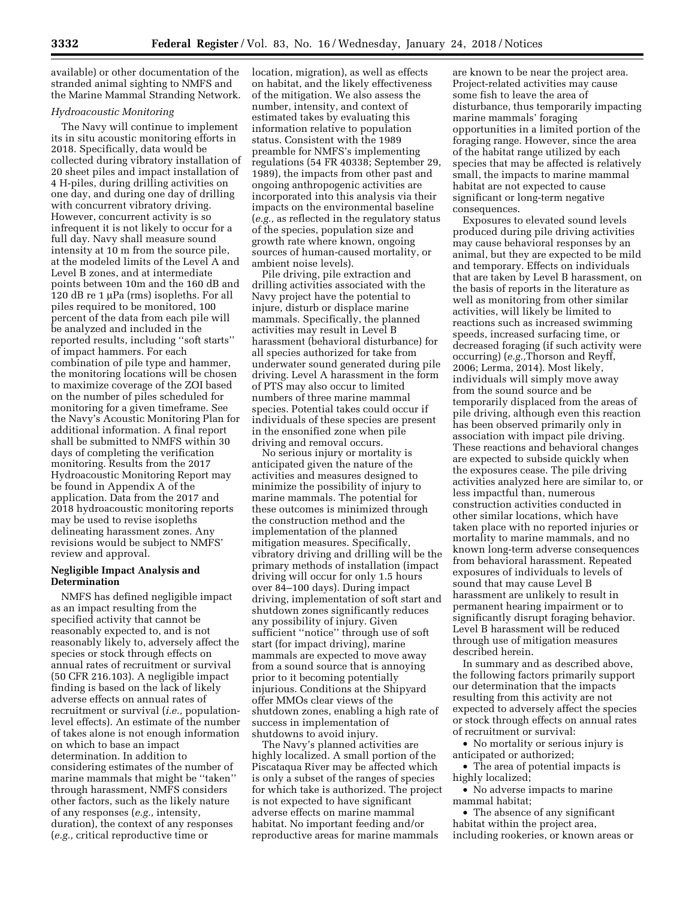available) or other documentation of the stranded animal sighting to NMFS and the Marine Mammal Stranding Network.

*Hydroacoustic Monitoring*

The Navy will continue to implement its in situ acoustic monitoring efforts in 2018. Specifically, data would be collected during vibratory installation of 20 sheet piles and impact installation of 4 H-piles, during drilling activities on one day, and during one day of drilling with concurrent vibratory driving. However, concurrent activity is so infrequent it is not likely to occur for a full day. Navy shall measure sound intensity at 10 m from the source pile, at the modeled limits of the Level A and Level B zones, and at intermediate points between 10m and the 160 dB and 120 dB re 1 μPa (rms) isopleths. For all piles required to be monitored, 100 percent of the data from each pile will be analyzed and included in the reported results, including ''soft starts'' of impact hammers. For each combination of pile type and hammer, the monitoring locations will be chosen to maximize coverage of the ZOI based on the number of piles scheduled for monitoring for a given timeframe. See the Navy's Acoustic Monitoring Plan for additional information. A final report shall be submitted to NMFS within 30 days of completing the verification monitoring. Results from the 2017 Hydroacoustic Monitoring Report may be found in Appendix A of the application. Data from the 2017 and 2018 hydroacoustic monitoring reports may be used to revise isopleths delineating harassment zones. Any revisions would be subject to NMFS' review and approval.

## Negligible Impact Analysis and Determination

NMFS has defined negligible impact as an impact resulting from the specified activity that cannot be reasonably expected to, and is not reasonably likely to, adversely affect the species or stock through effects on annual rates of recruitment or survival (50 CFR 216.103). A negligible impact finding is based on the lack of likely adverse effects on annual rates of recruitment or survival (*i.e.,* population-level effects). An estimate of the number of takes alone is not enough information on which to base an impact determination. In addition to considering estimates of the number of marine mammals that might be ''taken'' through harassment, NMFS considers other factors, such as the likely nature of any responses (*e.g.,* intensity, duration), the context of any responses (*e.g.,* critical reproductive time or location, migration), as well as effects on habitat, and the likely effectiveness of the mitigation. We also assess the number, intensity, and context of estimated takes by evaluating this information relative to population status. Consistent with the 1989 preamble for NMFS's implementing regulations (54 FR 40338; September 29, 1989), the impacts from other past and ongoing anthropogenic activities are incorporated into this analysis via their impacts on the environmental baseline (*e.g.,* as reflected in the regulatory status of the species, population size and growth rate where known, ongoing sources of human-caused mortality, or ambient noise levels).

Pile driving, pile extraction and drilling activities associated with the Navy project have the potential to injure, disturb or displace marine mammals. Specifically, the planned activities may result in Level B harassment (behavioral disturbance) for all species authorized for take from underwater sound generated during pile driving. Level A harassment in the form of PTS may also occur to limited numbers of three marine mammal species. Potential takes could occur if individuals of these species are present in the ensonified zone when pile driving and removal occurs.

No serious injury or mortality is anticipated given the nature of the activities and measures designed to minimize the possibility of injury to marine mammals. The potential for these outcomes is minimized through the construction method and the implementation of the planned mitigation measures. Specifically, vibratory driving and drilling will be the primary methods of installation (impact driving will occur for only 1.5 hours over 84–100 days). During impact driving, implementation of soft start and shutdown zones significantly reduces any possibility of injury. Given sufficient ''notice'' through use of soft start (for impact driving), marine mammals are expected to move away from a sound source that is annoying prior to it becoming potentially injurious. Conditions at the Shipyard offer MMOs clear views of the shutdown zones, enabling a high rate of success in implementation of shutdowns to avoid injury.

The Navy's planned activities are highly localized. A small portion of the Piscataqua River may be affected which is only a subset of the ranges of species for which take is authorized. The project is not expected to have significant adverse effects on marine mammal habitat. No important feeding and/or reproductive areas for marine mammals are known to be near the project area. Project-related activities may cause some fish to leave the area of disturbance, thus temporarily impacting marine mammals' foraging opportunities in a limited portion of the foraging range. However, since the area of the habitat range utilized by each species that may be affected is relatively small, the impacts to marine mammal habitat are not expected to cause significant or long-term negative consequences.

Exposures to elevated sound levels produced during pile driving activities may cause behavioral responses by an animal, but they are expected to be mild and temporary. Effects on individuals that are taken by Level B harassment, on the basis of reports in the literature as well as monitoring from other similar activities, will likely be limited to reactions such as increased swimming speeds, increased surfacing time, or decreased foraging (if such activity were occurring) (*e.g.,*Thorson and Reyff, 2006; Lerma, 2014). Most likely, individuals will simply move away from the sound source and be temporarily displaced from the areas of pile driving, although even this reaction has been observed primarily only in association with impact pile driving. These reactions and behavioral changes are expected to subside quickly when the exposures cease. The pile driving activities analyzed here are similar to, or less impactful than, numerous construction activities conducted in other similar locations, which have taken place with no reported injuries or mortality to marine mammals, and no known long-term adverse consequences from behavioral harassment. Repeated exposures of individuals to levels of sound that may cause Level B harassment are unlikely to result in permanent hearing impairment or to significantly disrupt foraging behavior. Level B harassment will be reduced through use of mitigation measures described herein.

In summary and as described above, the following factors primarily support our determination that the impacts resulting from this activity are not expected to adversely affect the species or stock through effects on annual rates of recruitment or survival:

- No mortality or serious injury is anticipated or authorized;
- The area of potential impacts is highly localized;
- No adverse impacts to marine mammal habitat;
- The absence of any significant habitat within the project area, including rookeries, or known areas or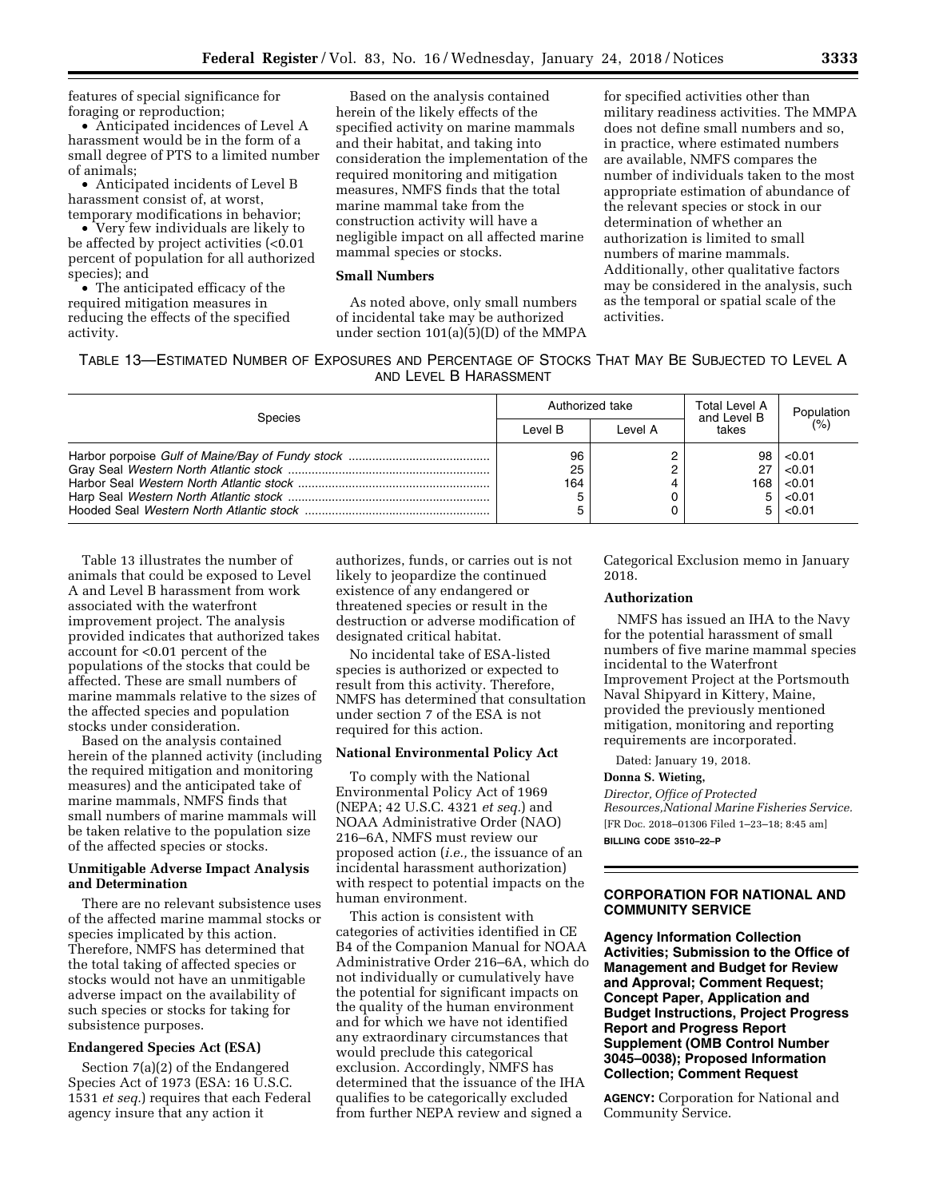features of special significance for foraging or reproduction;

- Anticipated incidences of Level A harassment would be in the form of a small degree of PTS to a limited number of animals;
- Anticipated incidents of Level B harassment consist of, at worst, temporary modifications in behavior;
- Very few individuals are likely to be affected by project activities (<0.01 percent of population for all authorized species); and
- The anticipated efficacy of the required mitigation measures in reducing the effects of the specified activity.

Based on the analysis contained herein of the likely effects of the specified activity on marine mammals and their habitat, and taking into consideration the implementation of the required monitoring and mitigation measures, NMFS finds that the total marine mammal take from the construction activity will have a negligible impact on all affected marine mammal species or stocks.

**Small Numbers**

As noted above, only small numbers of incidental take may be authorized under section 101(a)(5)(D) of the MMPA for specified activities other than military readiness activities. The MMPA does not define small numbers and so, in practice, where estimated numbers are available, NMFS compares the number of individuals taken to the most appropriate estimation of abundance of the relevant species or stock in our determination of whether an authorization is limited to small numbers of marine mammals. Additionally, other qualitative factors may be considered in the analysis, such as the temporal or spatial scale of the activities.

TABLE 13—ESTIMATED NUMBER OF EXPOSURES AND PERCENTAGE OF STOCKS THAT MAY BE SUBJECTED TO LEVEL A AND LEVEL B HARASSMENT

| Species | Authorized take | | Total Level A and Level B takes | Population (%) |
|---|---|---|---|---|
| | Level B | Level A | | |
| Harbor porpoise *Gulf of Maine/Bay of Fundy stock* | 96 | 2 | 98 | <0.01 |
| Gray Seal *Western North Atlantic stock* | 25 | 2 | 27 | <0.01 |
| Harbor Seal *Western North Atlantic stock* | 164 | 4 | 168 | <0.01 |
| Harp Seal *Western North Atlantic stock* | 5 | 0 | 5 | <0.01 |
| Hooded Seal *Western North Atlantic stock* | 5 | 0 | 5 | <0.01 |

Table 13 illustrates the number of animals that could be exposed to Level A and Level B harassment from work associated with the waterfront improvement project. The analysis provided indicates that authorized takes account for <0.01 percent of the populations of the stocks that could be affected. These are small numbers of marine mammals relative to the sizes of the affected species and population stocks under consideration.

Based on the analysis contained herein of the planned activity (including the required mitigation and monitoring measures) and the anticipated take of marine mammals, NMFS finds that small numbers of marine mammals will be taken relative to the population size of the affected species or stocks.

**Unmitigable Adverse Impact Analysis and Determination**

There are no relevant subsistence uses of the affected marine mammal stocks or species implicated by this action. Therefore, NMFS has determined that the total taking of affected species or stocks would not have an unmitigable adverse impact on the availability of such species or stocks for taking for subsistence purposes.

**Endangered Species Act (ESA)**

Section 7(a)(2) of the Endangered Species Act of 1973 (ESA: 16 U.S.C. 1531 *et seq.*) requires that each Federal agency insure that any action it authorizes, funds, or carries out is not likely to jeopardize the continued existence of any endangered or threatened species or result in the destruction or adverse modification of designated critical habitat.

No incidental take of ESA-listed species is authorized or expected to result from this activity. Therefore, NMFS has determined that consultation under section 7 of the ESA is not required for this action.

**National Environmental Policy Act**

To comply with the National Environmental Policy Act of 1969 (NEPA; 42 U.S.C. 4321 *et seq.*) and NOAA Administrative Order (NAO) 216–6A, NMFS must review our proposed action (*i.e.,* the issuance of an incidental harassment authorization) with respect to potential impacts on the human environment.

This action is consistent with categories of activities identified in CE B4 of the Companion Manual for NOAA Administrative Order 216–6A, which do not individually or cumulatively have the potential for significant impacts on the quality of the human environment and for which we have not identified any extraordinary circumstances that would preclude this categorical exclusion. Accordingly, NMFS has determined that the issuance of the IHA qualifies to be categorically excluded from further NEPA review and signed a Categorical Exclusion memo in January 2018.

**Authorization**

NMFS has issued an IHA to the Navy for the potential harassment of small numbers of five marine mammal species incidental to the Waterfront Improvement Project at the Portsmouth Naval Shipyard in Kittery, Maine, provided the previously mentioned mitigation, monitoring and reporting requirements are incorporated.

Dated: January 19, 2018.

**Donna S. Wieting,**

*Director, Office of Protected Resources,National Marine Fisheries Service.*

[FR Doc. 2018–01306 Filed 1–23–18; 8:45 am]

**BILLING CODE 3510–22–P**

## CORPORATION FOR NATIONAL AND COMMUNITY SERVICE

### Agency Information Collection Activities; Submission to the Office of Management and Budget for Review and Approval; Comment Request; Concept Paper, Application and Budget Instructions, Project Progress Report and Progress Report Supplement (OMB Control Number 3045–0038); Proposed Information Collection; Comment Request

**AGENCY:** Corporation for National and Community Service.